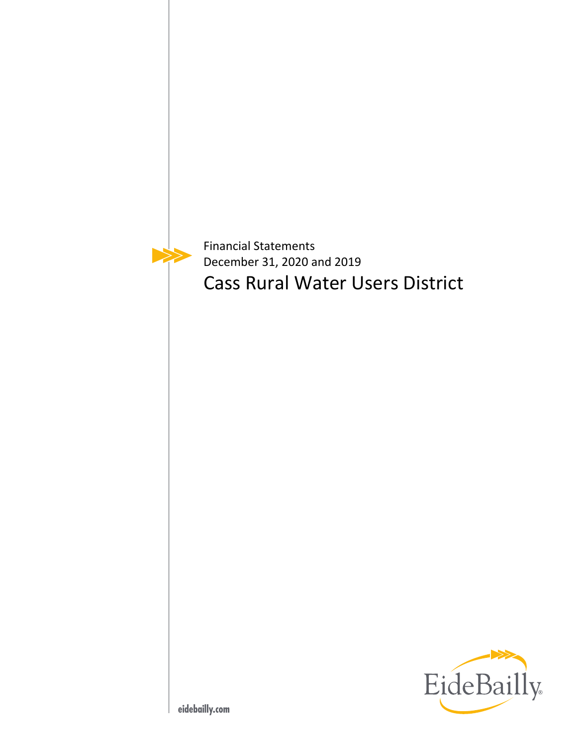Financial Statements

December 31, 2020 and 2019

# Cass Rural Water Users District

EideBailly

eidebailly.com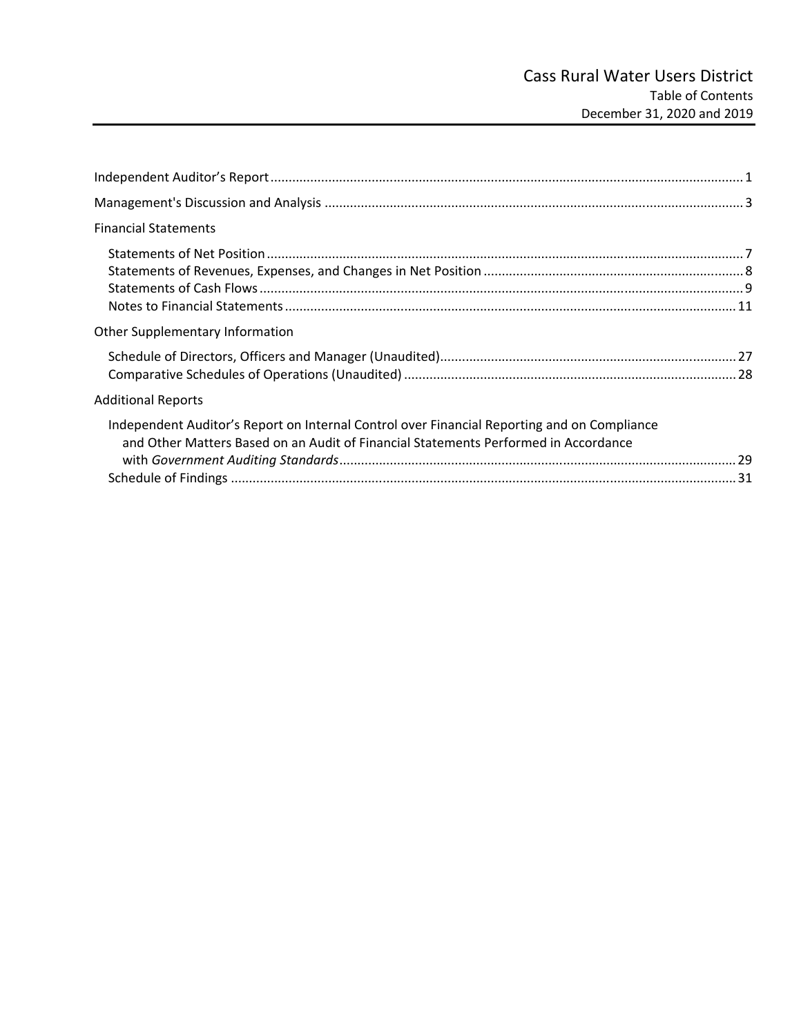# Cass Rural Water Users District

Table of Contents
December 31, 2020 and 2019

| | |
|---|---|
| Independent Auditor's Report | 1 |
| Management's Discussion and Analysis | 3 |
| **Financial Statements** | |
| Statements of Net Position | 7 |
| Statements of Revenues, Expenses, and Changes in Net Position | 8 |
| Statements of Cash Flows | 9 |
| Notes to Financial Statements | 11 |
| **Other Supplementary Information** | |
| Schedule of Directors, Officers and Manager (Unaudited) | 27 |
| Comparative Schedules of Operations (Unaudited) | 28 |
| **Additional Reports** | |
| Independent Auditor's Report on Internal Control over Financial Reporting and on Compliance and Other Matters Based on an Audit of Financial Statements Performed in Accordance with *Government Auditing Standards* | 29 |
| Schedule of Findings | 31 |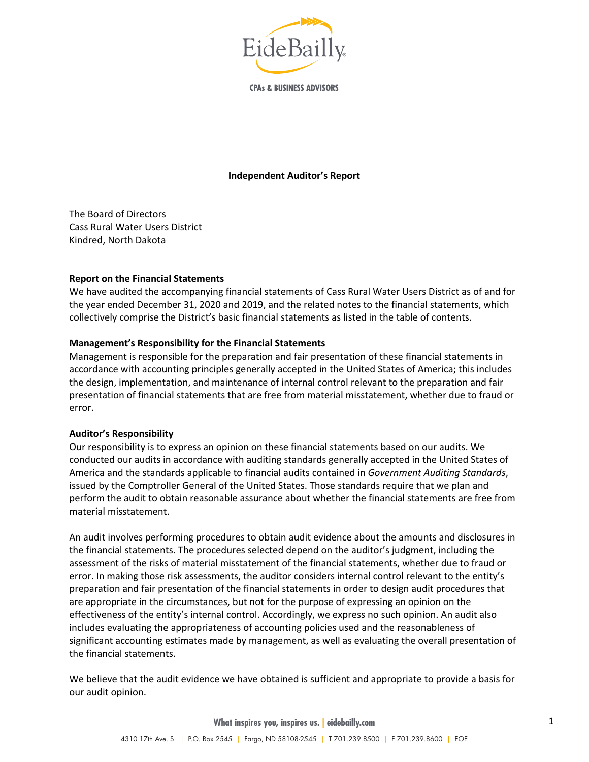**Independent Auditor's Report**

The Board of Directors
Cass Rural Water Users District
Kindred, North Dakota

**Report on the Financial Statements**
We have audited the accompanying financial statements of Cass Rural Water Users District as of and for the year ended December 31, 2020 and 2019, and the related notes to the financial statements, which collectively comprise the District's basic financial statements as listed in the table of contents.

**Management's Responsibility for the Financial Statements**
Management is responsible for the preparation and fair presentation of these financial statements in accordance with accounting principles generally accepted in the United States of America; this includes the design, implementation, and maintenance of internal control relevant to the preparation and fair presentation of financial statements that are free from material misstatement, whether due to fraud or error.

**Auditor's Responsibility**
Our responsibility is to express an opinion on these financial statements based on our audits. We conducted our audits in accordance with auditing standards generally accepted in the United States of America and the standards applicable to financial audits contained in *Government Auditing Standards*, issued by the Comptroller General of the United States. Those standards require that we plan and perform the audit to obtain reasonable assurance about whether the financial statements are free from material misstatement.

An audit involves performing procedures to obtain audit evidence about the amounts and disclosures in the financial statements. The procedures selected depend on the auditor's judgment, including the assessment of the risks of material misstatement of the financial statements, whether due to fraud or error. In making those risk assessments, the auditor considers internal control relevant to the entity's preparation and fair presentation of the financial statements in order to design audit procedures that are appropriate in the circumstances, but not for the purpose of expressing an opinion on the effectiveness of the entity's internal control. Accordingly, we express no such opinion. An audit also includes evaluating the appropriateness of accounting policies used and the reasonableness of significant accounting estimates made by management, as well as evaluating the overall presentation of the financial statements.

We believe that the audit evidence we have obtained is sufficient and appropriate to provide a basis for our audit opinion.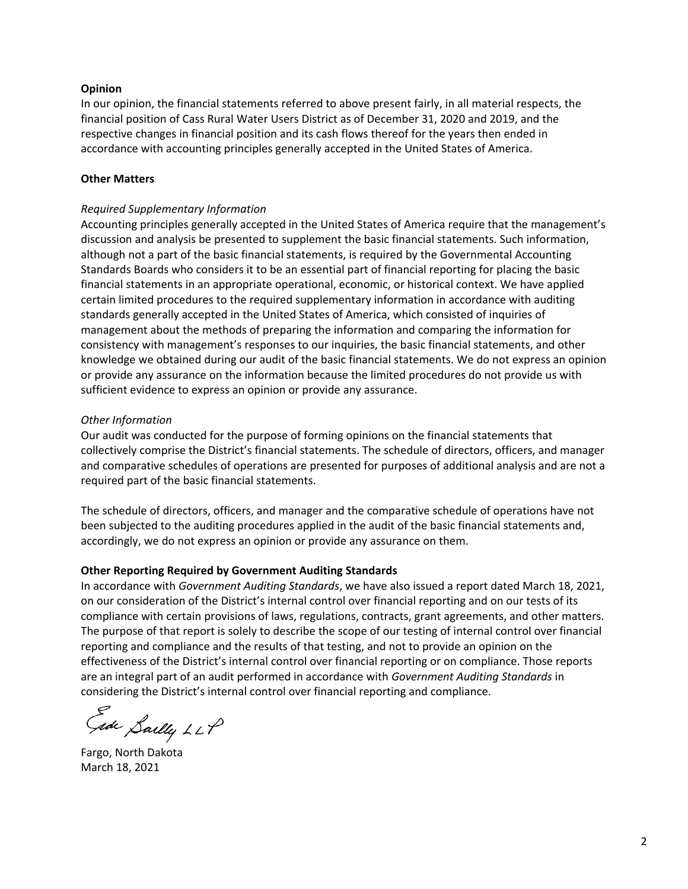**Opinion**

In our opinion, the financial statements referred to above present fairly, in all material respects, the financial position of Cass Rural Water Users District as of December 31, 2020 and 2019, and the respective changes in financial position and its cash flows thereof for the years then ended in accordance with accounting principles generally accepted in the United States of America.

**Other Matters**

*Required Supplementary Information*

Accounting principles generally accepted in the United States of America require that the management's discussion and analysis be presented to supplement the basic financial statements. Such information, although not a part of the basic financial statements, is required by the Governmental Accounting Standards Boards who considers it to be an essential part of financial reporting for placing the basic financial statements in an appropriate operational, economic, or historical context. We have applied certain limited procedures to the required supplementary information in accordance with auditing standards generally accepted in the United States of America, which consisted of inquiries of management about the methods of preparing the information and comparing the information for consistency with management's responses to our inquiries, the basic financial statements, and other knowledge we obtained during our audit of the basic financial statements. We do not express an opinion or provide any assurance on the information because the limited procedures do not provide us with sufficient evidence to express an opinion or provide any assurance.

*Other Information*

Our audit was conducted for the purpose of forming opinions on the financial statements that collectively comprise the District's financial statements. The schedule of directors, officers, and manager and comparative schedules of operations are presented for purposes of additional analysis and are not a required part of the basic financial statements.

The schedule of directors, officers, and manager and the comparative schedule of operations have not been subjected to the auditing procedures applied in the audit of the basic financial statements and, accordingly, we do not express an opinion or provide any assurance on them.

**Other Reporting Required by Government Auditing Standards**

In accordance with *Government Auditing Standards*, we have also issued a report dated March 18, 2021, on our consideration of the District's internal control over financial reporting and on our tests of its compliance with certain provisions of laws, regulations, contracts, grant agreements, and other matters. The purpose of that report is solely to describe the scope of our testing of internal control over financial reporting and compliance and the results of that testing, and not to provide an opinion on the effectiveness of the District's internal control over financial reporting or on compliance. Those reports are an integral part of an audit performed in accordance with *Government Auditing Standards* in considering the District's internal control over financial reporting and compliance.

Eide Bailly LLP

Fargo, North Dakota
March 18, 2021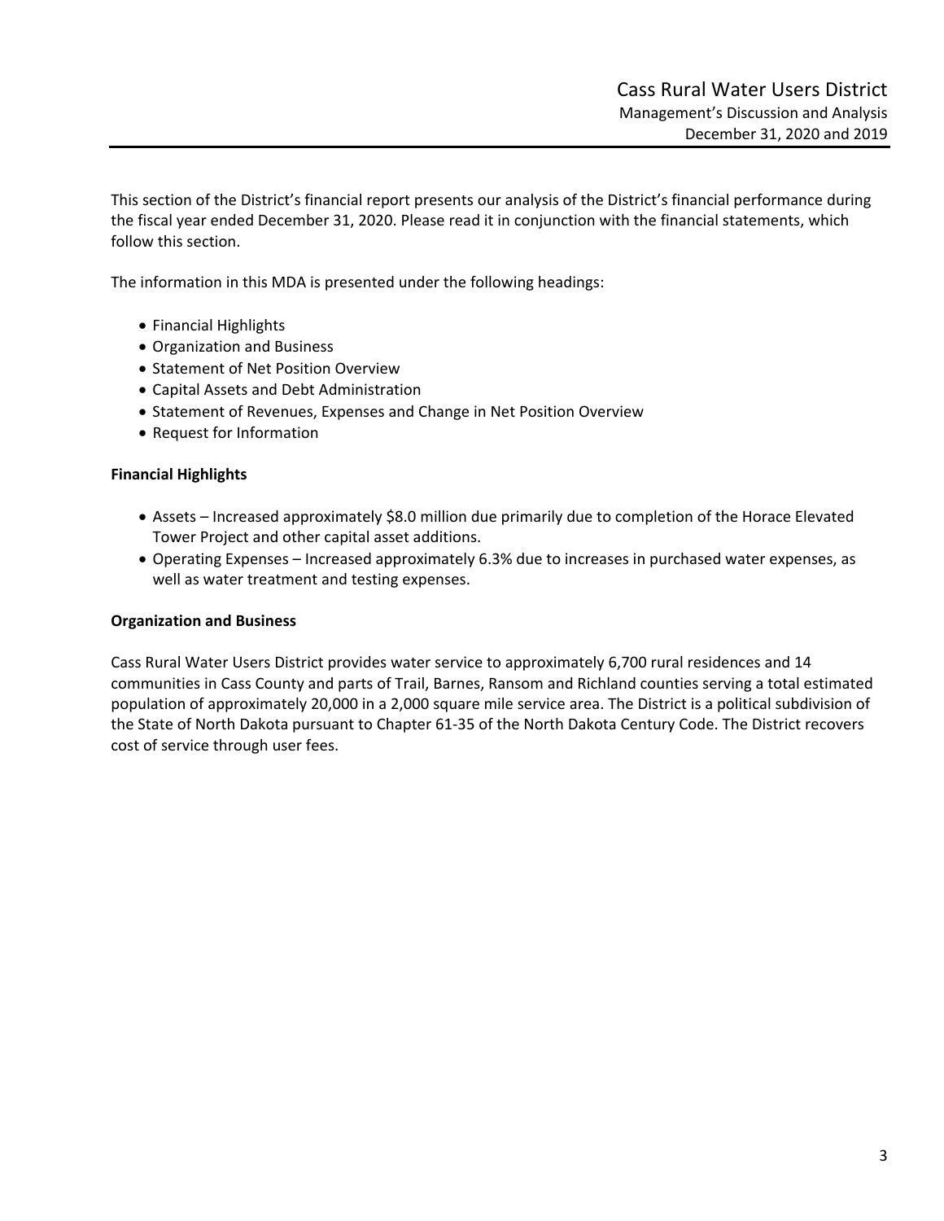This section of the District's financial report presents our analysis of the District's financial performance during the fiscal year ended December 31, 2020. Please read it in conjunction with the financial statements, which follow this section.

The information in this MDA is presented under the following headings:

- Financial Highlights
- Organization and Business
- Statement of Net Position Overview
- Capital Assets and Debt Administration
- Statement of Revenues, Expenses and Change in Net Position Overview
- Request for Information

**Financial Highlights**

- Assets – Increased approximately $8.0 million due primarily due to completion of the Horace Elevated Tower Project and other capital asset additions.
- Operating Expenses – Increased approximately 6.3% due to increases in purchased water expenses, as well as water treatment and testing expenses.

**Organization and Business**

Cass Rural Water Users District provides water service to approximately 6,700 rural residences and 14 communities in Cass County and parts of Trail, Barnes, Ransom and Richland counties serving a total estimated population of approximately 20,000 in a 2,000 square mile service area. The District is a political subdivision of the State of North Dakota pursuant to Chapter 61-35 of the North Dakota Century Code. The District recovers cost of service through user fees.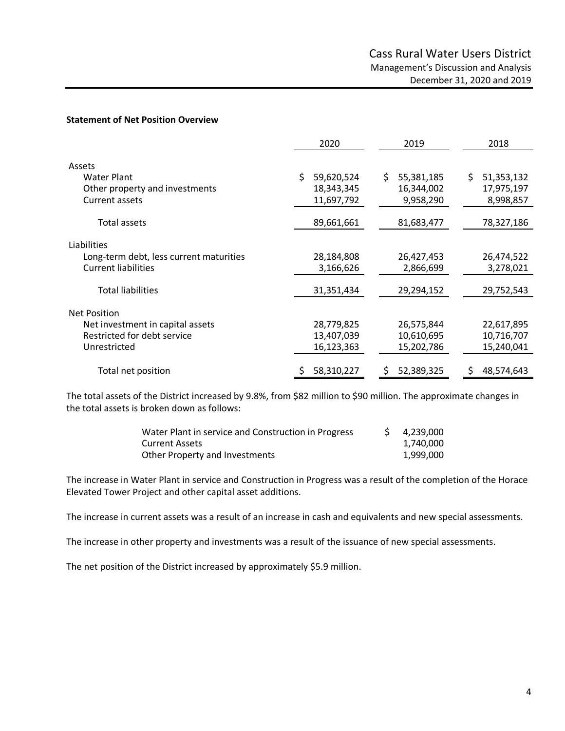**Statement of Net Position Overview**

| | 2020 | 2019 | 2018 |
|---|---|---|---|
| Assets | | | |
| Water Plant | $ 59,620,524 | $ 55,381,185 | $ 51,353,132 |
| Other property and investments | 18,343,345 | 16,344,002 | 17,975,197 |
| Current assets | 11,697,792 | 9,958,290 | 8,998,857 |
| Total assets | 89,661,661 | 81,683,477 | 78,327,186 |
| Liabilities | | | |
| Long-term debt, less current maturities | 28,184,808 | 26,427,453 | 26,474,522 |
| Current liabilities | 3,166,626 | 2,866,699 | 3,278,021 |
| Total liabilities | 31,351,434 | 29,294,152 | 29,752,543 |
| Net Position | | | |
| Net investment in capital assets | 28,779,825 | 26,575,844 | 22,617,895 |
| Restricted for debt service | 13,407,039 | 10,610,695 | 10,716,707 |
| Unrestricted | 16,123,363 | 15,202,786 | 15,240,041 |
| Total net position | $ 58,310,227 | $ 52,389,325 | $ 48,574,643 |

The total assets of the District increased by 9.8%, from $82 million to $90 million. The approximate changes in the total assets is broken down as follows:

| | |
|---|---|
| Water Plant in service and Construction in Progress | $ 4,239,000 |
| Current Assets | 1,740,000 |
| Other Property and Investments | 1,999,000 |

The increase in Water Plant in service and Construction in Progress was a result of the completion of the Horace Elevated Tower Project and other capital asset additions.

The increase in current assets was a result of an increase in cash and equivalents and new special assessments.

The increase in other property and investments was a result of the issuance of new special assessments.

The net position of the District increased by approximately $5.9 million.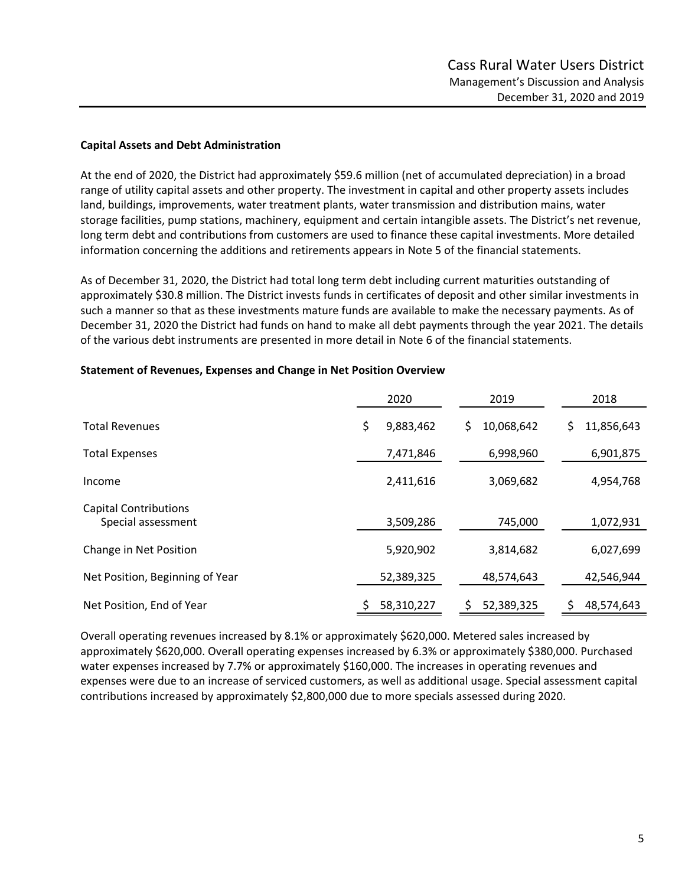**Capital Assets and Debt Administration**

At the end of 2020, the District had approximately $59.6 million (net of accumulated depreciation) in a broad range of utility capital assets and other property. The investment in capital and other property assets includes land, buildings, improvements, water treatment plants, water transmission and distribution mains, water storage facilities, pump stations, machinery, equipment and certain intangible assets. The District's net revenue, long term debt and contributions from customers are used to finance these capital investments. More detailed information concerning the additions and retirements appears in Note 5 of the financial statements.

As of December 31, 2020, the District had total long term debt including current maturities outstanding of approximately $30.8 million. The District invests funds in certificates of deposit and other similar investments in such a manner so that as these investments mature funds are available to make the necessary payments. As of December 31, 2020 the District had funds on hand to make all debt payments through the year 2021. The details of the various debt instruments are presented in more detail in Note 6 of the financial statements.

**Statement of Revenues, Expenses and Change in Net Position Overview**

| | 2020 | 2019 | 2018 |
|---|---|---|---|
| Total Revenues | $ 9,883,462 | $ 10,068,642 | $ 11,856,643 |
| Total Expenses | 7,471,846 | 6,998,960 | 6,901,875 |
| Income | 2,411,616 | 3,069,682 | 4,954,768 |
| Capital Contributions<br>Special assessment | 3,509,286 | 745,000 | 1,072,931 |
| Change in Net Position | 5,920,902 | 3,814,682 | 6,027,699 |
| Net Position, Beginning of Year | 52,389,325 | 48,574,643 | 42,546,944 |
| Net Position, End of Year | $ 58,310,227 | $ 52,389,325 | $ 48,574,643 |

Overall operating revenues increased by 8.1% or approximately $620,000. Metered sales increased by approximately $620,000. Overall operating expenses increased by 6.3% or approximately $380,000. Purchased water expenses increased by 7.7% or approximately $160,000. The increases in operating revenues and expenses were due to an increase of serviced customers, as well as additional usage. Special assessment capital contributions increased by approximately $2,800,000 due to more specials assessed during 2020.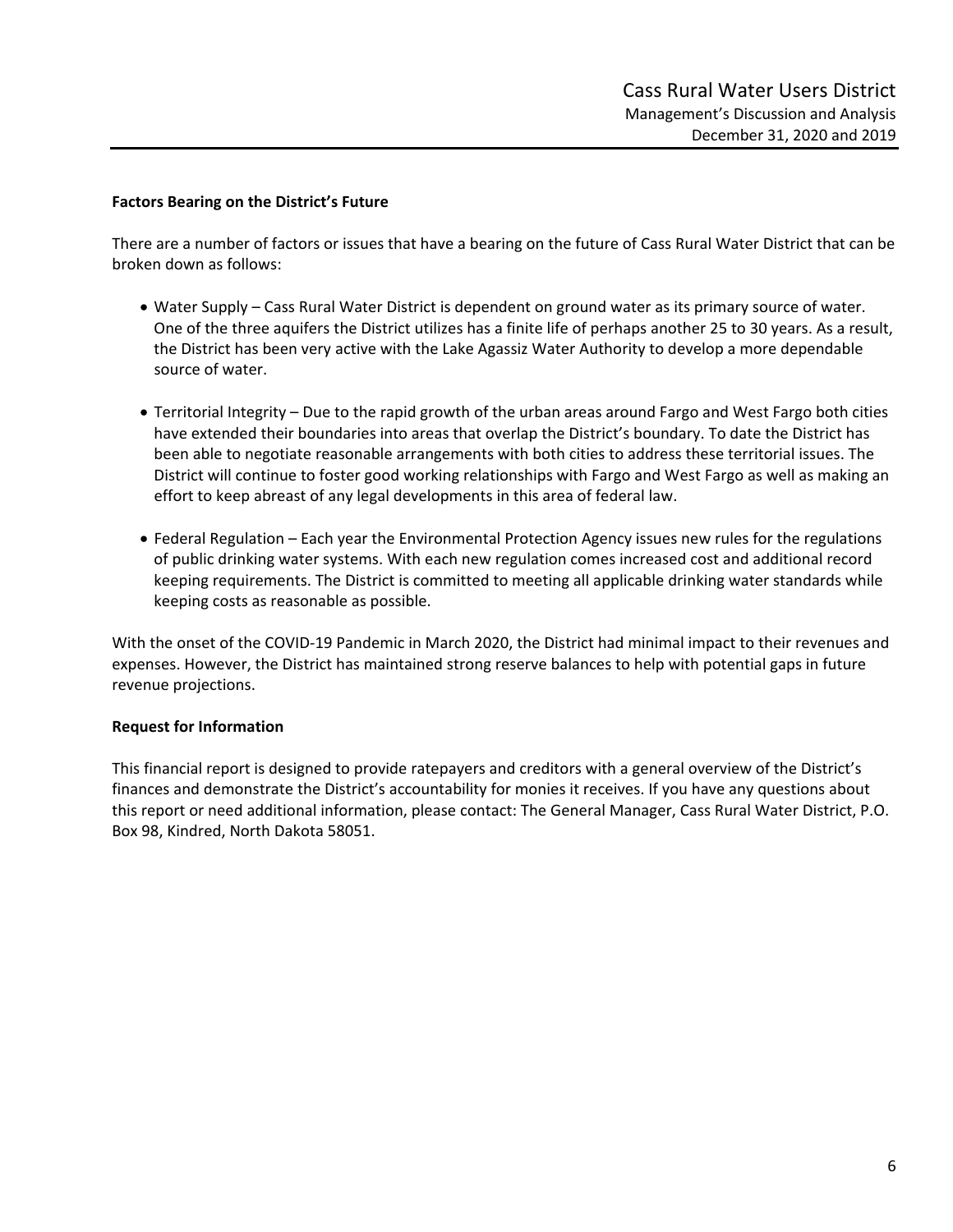**Factors Bearing on the District's Future**

There are a number of factors or issues that have a bearing on the future of Cass Rural Water District that can be broken down as follows:

- Water Supply – Cass Rural Water District is dependent on ground water as its primary source of water. One of the three aquifers the District utilizes has a finite life of perhaps another 25 to 30 years. As a result, the District has been very active with the Lake Agassiz Water Authority to develop a more dependable source of water.

- Territorial Integrity – Due to the rapid growth of the urban areas around Fargo and West Fargo both cities have extended their boundaries into areas that overlap the District's boundary. To date the District has been able to negotiate reasonable arrangements with both cities to address these territorial issues. The District will continue to foster good working relationships with Fargo and West Fargo as well as making an effort to keep abreast of any legal developments in this area of federal law.

- Federal Regulation – Each year the Environmental Protection Agency issues new rules for the regulations of public drinking water systems. With each new regulation comes increased cost and additional record keeping requirements. The District is committed to meeting all applicable drinking water standards while keeping costs as reasonable as possible.

With the onset of the COVID-19 Pandemic in March 2020, the District had minimal impact to their revenues and expenses. However, the District has maintained strong reserve balances to help with potential gaps in future revenue projections.

**Request for Information**

This financial report is designed to provide ratepayers and creditors with a general overview of the District's finances and demonstrate the District's accountability for monies it receives. If you have any questions about this report or need additional information, please contact: The General Manager, Cass Rural Water District, P.O. Box 98, Kindred, North Dakota 58051.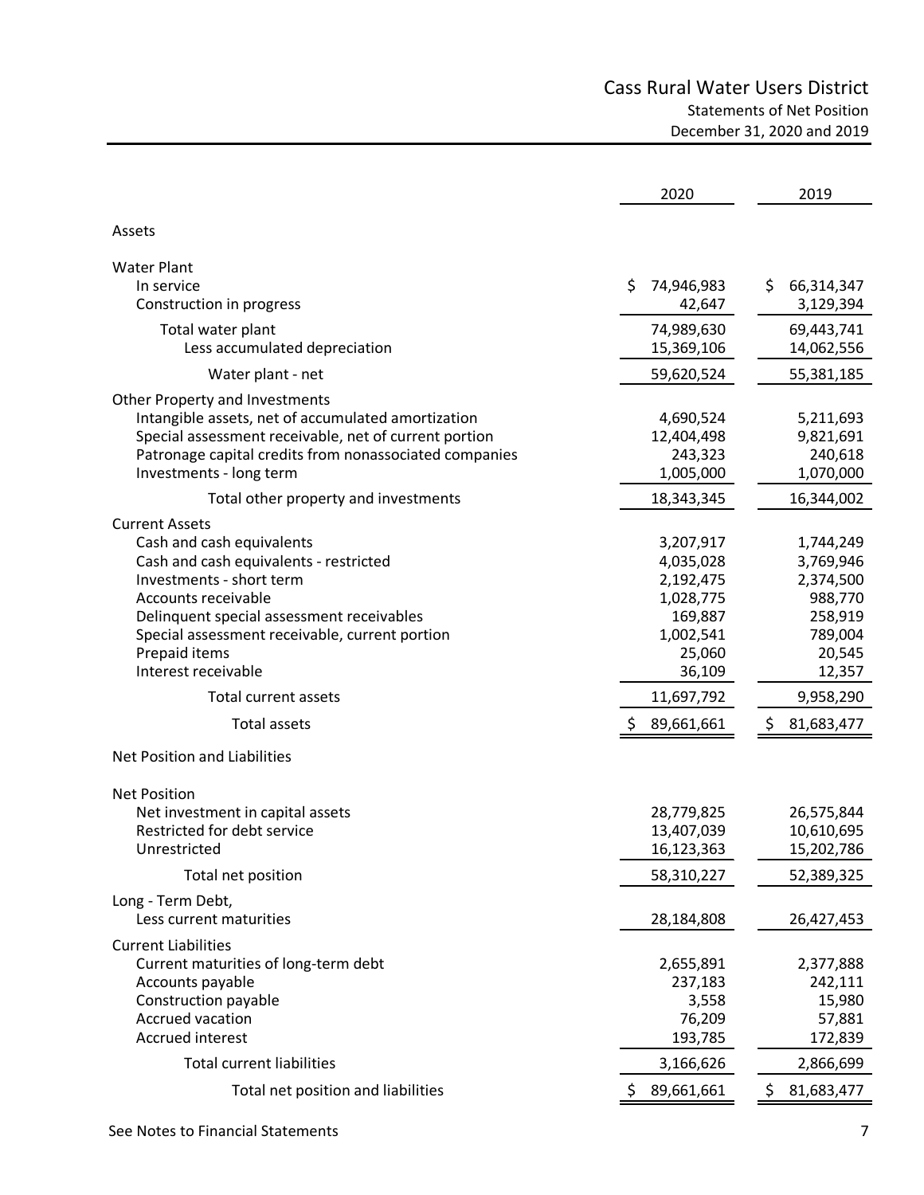# Cass Rural Water Users District

## Statements of Net Position

### December 31, 2020 and 2019

| | 2020 | 2019 |
|---|---|---|
| **Assets** | | |
| Water Plant | | |
| In service | $ 74,946,983 | $ 66,314,347 |
| Construction in progress | 42,647 | 3,129,394 |
| Total water plant | 74,989,630 | 69,443,741 |
| Less accumulated depreciation | 15,369,106 | 14,062,556 |
| Water plant - net | 59,620,524 | 55,381,185 |
| Other Property and Investments | | |
| Intangible assets, net of accumulated amortization | 4,690,524 | 5,211,693 |
| Special assessment receivable, net of current portion | 12,404,498 | 9,821,691 |
| Patronage capital credits from nonassociated companies | 243,323 | 240,618 |
| Investments - long term | 1,005,000 | 1,070,000 |
| Total other property and investments | 18,343,345 | 16,344,002 |
| Current Assets | | |
| Cash and cash equivalents | 3,207,917 | 1,744,249 |
| Cash and cash equivalents - restricted | 4,035,028 | 3,769,946 |
| Investments - short term | 2,192,475 | 2,374,500 |
| Accounts receivable | 1,028,775 | 988,770 |
| Delinquent special assessment receivables | 169,887 | 258,919 |
| Special assessment receivable, current portion | 1,002,541 | 789,004 |
| Prepaid items | 25,060 | 20,545 |
| Interest receivable | 36,109 | 12,357 |
| Total current assets | 11,697,792 | 9,958,290 |
| Total assets | $ 89,661,661 | $ 81,683,477 |
| **Net Position and Liabilities** | | |
| Net Position | | |
| Net investment in capital assets | 28,779,825 | 26,575,844 |
| Restricted for debt service | 13,407,039 | 10,610,695 |
| Unrestricted | 16,123,363 | 15,202,786 |
| Total net position | 58,310,227 | 52,389,325 |
| Long - Term Debt, Less current maturities | 28,184,808 | 26,427,453 |
| Current Liabilities | | |
| Current maturities of long-term debt | 2,655,891 | 2,377,888 |
| Accounts payable | 237,183 | 242,111 |
| Construction payable | 3,558 | 15,980 |
| Accrued vacation | 76,209 | 57,881 |
| Accrued interest | 193,785 | 172,839 |
| Total current liabilities | 3,166,626 | 2,866,699 |
| Total net position and liabilities | $ 89,661,661 | $ 81,683,477 |

See Notes to Financial Statements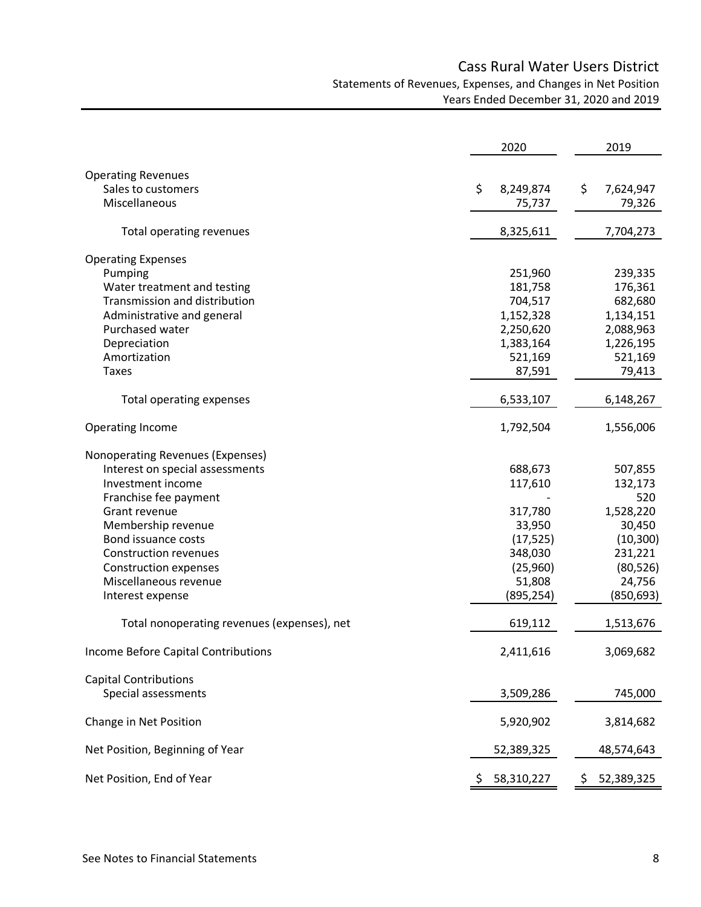# Cass Rural Water Users District

## Statements of Revenues, Expenses, and Changes in Net Position

### Years Ended December 31, 2020 and 2019

| | 2020 | 2019 |
|---|---|---|
| **Operating Revenues** | | |
| Sales to customers | $ 8,249,874 | $ 7,624,947 |
| Miscellaneous | 75,737 | 79,326 |
| Total operating revenues | 8,325,611 | 7,704,273 |
| **Operating Expenses** | | |
| Pumping | 251,960 | 239,335 |
| Water treatment and testing | 181,758 | 176,361 |
| Transmission and distribution | 704,517 | 682,680 |
| Administrative and general | 1,152,328 | 1,134,151 |
| Purchased water | 2,250,620 | 2,088,963 |
| Depreciation | 1,383,164 | 1,226,195 |
| Amortization | 521,169 | 521,169 |
| Taxes | 87,591 | 79,413 |
| Total operating expenses | 6,533,107 | 6,148,267 |
| **Operating Income** | 1,792,504 | 1,556,006 |
| **Nonoperating Revenues (Expenses)** | | |
| Interest on special assessments | 688,673 | 507,855 |
| Investment income | 117,610 | 132,173 |
| Franchise fee payment | - | 520 |
| Grant revenue | 317,780 | 1,528,220 |
| Membership revenue | 33,950 | 30,450 |
| Bond issuance costs | (17,525) | (10,300) |
| Construction revenues | 348,030 | 231,221 |
| Construction expenses | (25,960) | (80,526) |
| Miscellaneous revenue | 51,808 | 24,756 |
| Interest expense | (895,254) | (850,693) |
| Total nonoperating revenues (expenses), net | 619,112 | 1,513,676 |
| **Income Before Capital Contributions** | 2,411,616 | 3,069,682 |
| **Capital Contributions** | | |
| Special assessments | 3,509,286 | 745,000 |
| **Change in Net Position** | 5,920,902 | 3,814,682 |
| **Net Position, Beginning of Year** | 52,389,325 | 48,574,643 |
| **Net Position, End of Year** | $ 58,310,227 | $ 52,389,325 |

See Notes to Financial Statements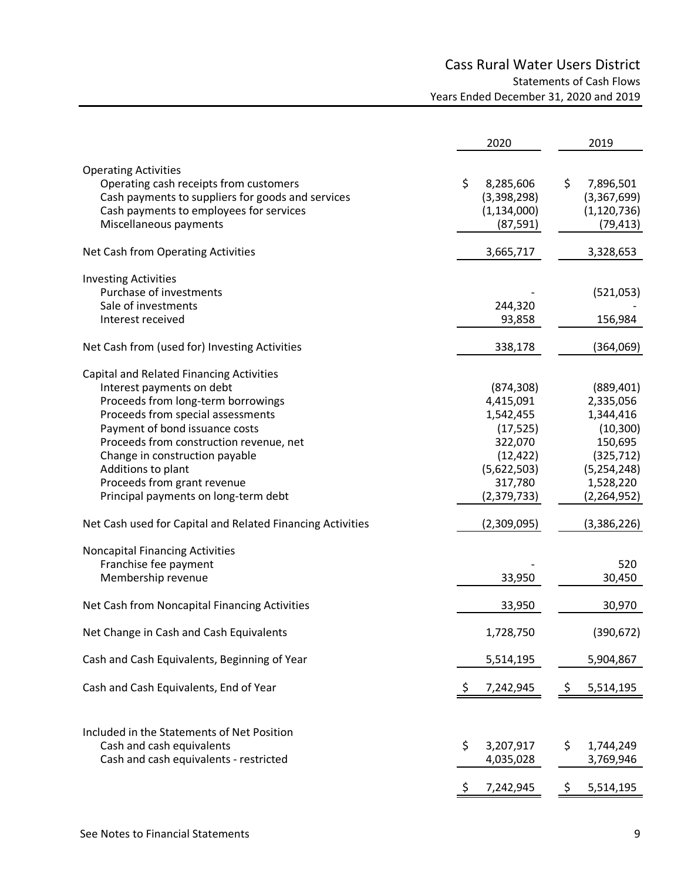# Cass Rural Water Users District

## Statements of Cash Flows

### Years Ended December 31, 2020 and 2019

| | 2020 | 2019 |
|---|---|---|
| **Operating Activities** | | |
| Operating cash receipts from customers | $ 8,285,606 | $ 7,896,501 |
| Cash payments to suppliers for goods and services | (3,398,298) | (3,367,699) |
| Cash payments to employees for services | (1,134,000) | (1,120,736) |
| Miscellaneous payments | (87,591) | (79,413) |
| Net Cash from Operating Activities | 3,665,717 | 3,328,653 |
| **Investing Activities** | | |
| Purchase of investments | - | (521,053) |
| Sale of investments | 244,320 | - |
| Interest received | 93,858 | 156,984 |
| Net Cash from (used for) Investing Activities | 338,178 | (364,069) |
| **Capital and Related Financing Activities** | | |
| Interest payments on debt | (874,308) | (889,401) |
| Proceeds from long-term borrowings | 4,415,091 | 2,335,056 |
| Proceeds from special assessments | 1,542,455 | 1,344,416 |
| Payment of bond issuance costs | (17,525) | (10,300) |
| Proceeds from construction revenue, net | 322,070 | 150,695 |
| Change in construction payable | (12,422) | (325,712) |
| Additions to plant | (5,622,503) | (5,254,248) |
| Proceeds from grant revenue | 317,780 | 1,528,220 |
| Principal payments on long-term debt | (2,379,733) | (2,264,952) |
| Net Cash used for Capital and Related Financing Activities | (2,309,095) | (3,386,226) |
| **Noncapital Financing Activities** | | |
| Franchise fee payment | - | 520 |
| Membership revenue | 33,950 | 30,450 |
| Net Cash from Noncapital Financing Activities | 33,950 | 30,970 |
| Net Change in Cash and Cash Equivalents | 1,728,750 | (390,672) |
| Cash and Cash Equivalents, Beginning of Year | 5,514,195 | 5,904,867 |
| Cash and Cash Equivalents, End of Year | $ 7,242,945 | $ 5,514,195 |
| **Included in the Statements of Net Position** | | |
| Cash and cash equivalents | $ 3,207,917 | $ 1,744,249 |
| Cash and cash equivalents - restricted | 4,035,028 | 3,769,946 |
| | $ 7,242,945 | $ 5,514,195 |

See Notes to Financial Statements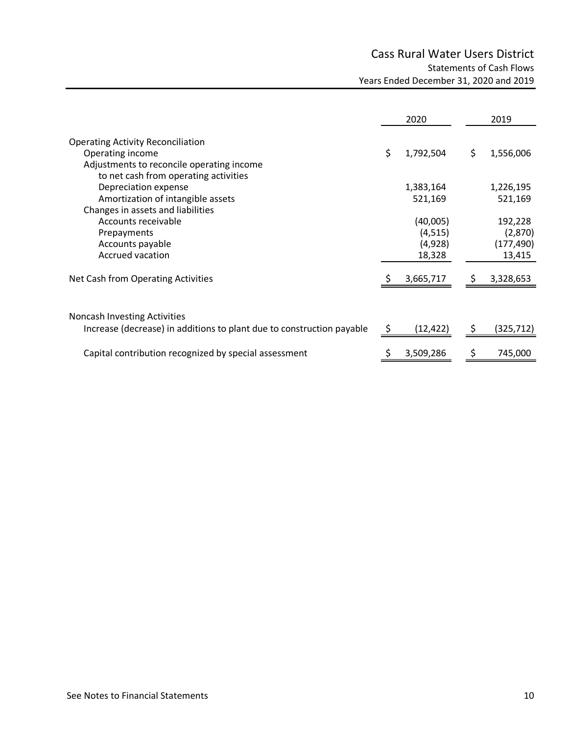# Cass Rural Water Users District

## Statements of Cash Flows

### Years Ended December 31, 2020 and 2019

| | 2020 | 2019 |
|---|---|---|
| **Operating Activity Reconciliation** | | |
| Operating income | $ 1,792,504 | $ 1,556,006 |
| Adjustments to reconcile operating income to net cash from operating activities | | |
| Depreciation expense | 1,383,164 | 1,226,195 |
| Amortization of intangible assets | 521,169 | 521,169 |
| Changes in assets and liabilities | | |
| Accounts receivable | (40,005) | 192,228 |
| Prepayments | (4,515) | (2,870) |
| Accounts payable | (4,928) | (177,490) |
| Accrued vacation | 18,328 | 13,415 |
| **Net Cash from Operating Activities** | $ 3,665,717 | $ 3,328,653 |
| | | |
| **Noncash Investing Activities** | | |
| Increase (decrease) in additions to plant due to construction payable | $ (12,422) | $ (325,712) |
| Capital contribution recognized by special assessment | $ 3,509,286 | $ 745,000 |

See Notes to Financial Statements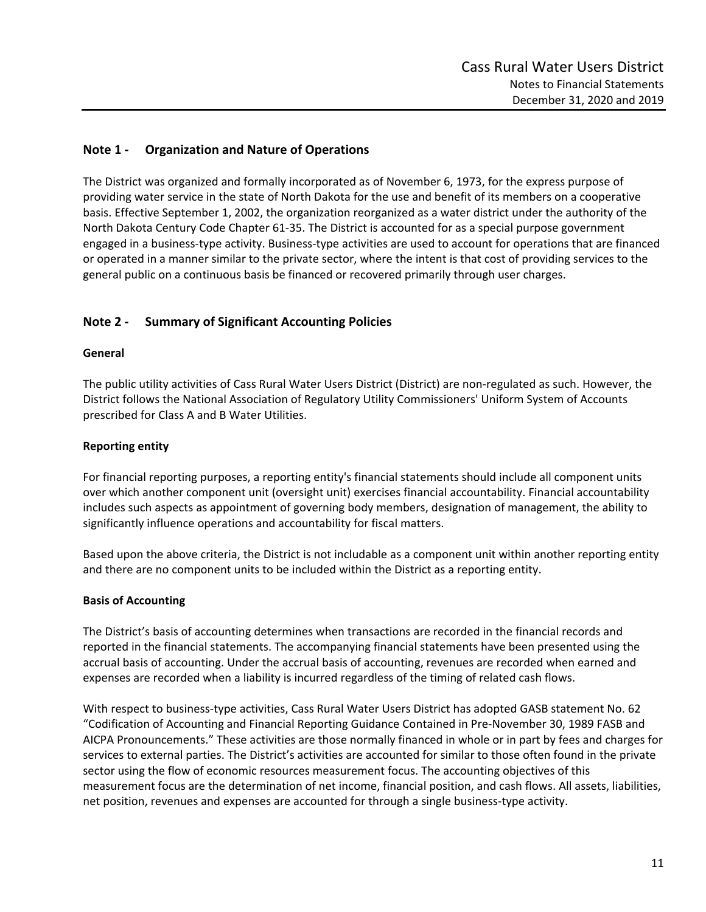## Note 1 - Organization and Nature of Operations

The District was organized and formally incorporated as of November 6, 1973, for the express purpose of providing water service in the state of North Dakota for the use and benefit of its members on a cooperative basis. Effective September 1, 2002, the organization reorganized as a water district under the authority of the North Dakota Century Code Chapter 61-35. The District is accounted for as a special purpose government engaged in a business-type activity. Business-type activities are used to account for operations that are financed or operated in a manner similar to the private sector, where the intent is that cost of providing services to the general public on a continuous basis be financed or recovered primarily through user charges.

## Note 2 - Summary of Significant Accounting Policies

### General

The public utility activities of Cass Rural Water Users District (District) are non-regulated as such. However, the District follows the National Association of Regulatory Utility Commissioners' Uniform System of Accounts prescribed for Class A and B Water Utilities.

### Reporting entity

For financial reporting purposes, a reporting entity's financial statements should include all component units over which another component unit (oversight unit) exercises financial accountability. Financial accountability includes such aspects as appointment of governing body members, designation of management, the ability to significantly influence operations and accountability for fiscal matters.

Based upon the above criteria, the District is not includable as a component unit within another reporting entity and there are no component units to be included within the District as a reporting entity.

### Basis of Accounting

The District's basis of accounting determines when transactions are recorded in the financial records and reported in the financial statements. The accompanying financial statements have been presented using the accrual basis of accounting. Under the accrual basis of accounting, revenues are recorded when earned and expenses are recorded when a liability is incurred regardless of the timing of related cash flows.

With respect to business-type activities, Cass Rural Water Users District has adopted GASB statement No. 62 "Codification of Accounting and Financial Reporting Guidance Contained in Pre-November 30, 1989 FASB and AICPA Pronouncements." These activities are those normally financed in whole or in part by fees and charges for services to external parties. The District's activities are accounted for similar to those often found in the private sector using the flow of economic resources measurement focus. The accounting objectives of this measurement focus are the determination of net income, financial position, and cash flows. All assets, liabilities, net position, revenues and expenses are accounted for through a single business-type activity.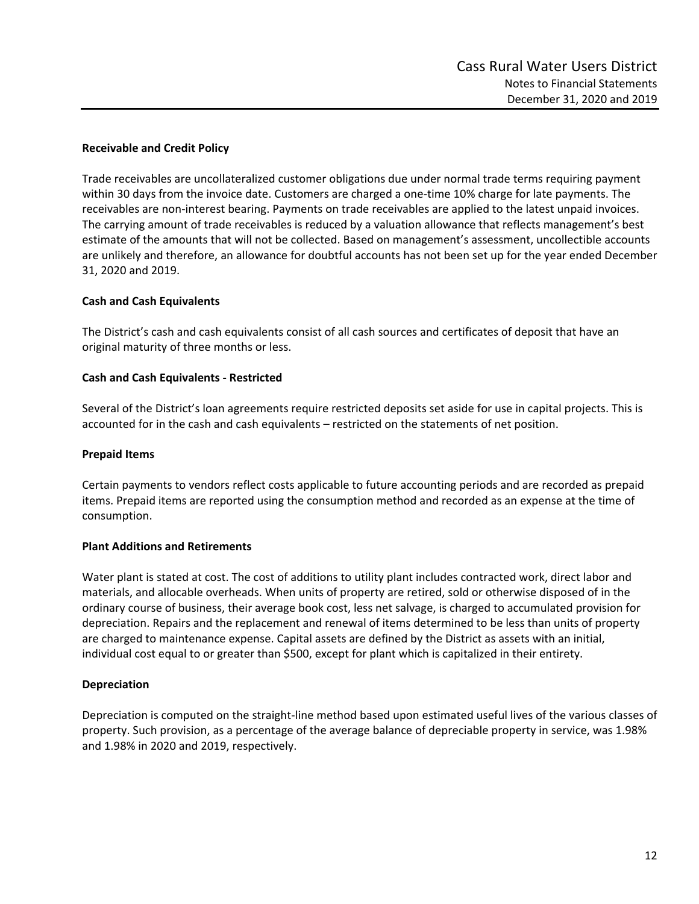### Receivable and Credit Policy

Trade receivables are uncollateralized customer obligations due under normal trade terms requiring payment within 30 days from the invoice date. Customers are charged a one-time 10% charge for late payments. The receivables are non-interest bearing. Payments on trade receivables are applied to the latest unpaid invoices. The carrying amount of trade receivables is reduced by a valuation allowance that reflects management's best estimate of the amounts that will not be collected. Based on management's assessment, uncollectible accounts are unlikely and therefore, an allowance for doubtful accounts has not been set up for the year ended December 31, 2020 and 2019.

### Cash and Cash Equivalents

The District's cash and cash equivalents consist of all cash sources and certificates of deposit that have an original maturity of three months or less.

### Cash and Cash Equivalents - Restricted

Several of the District's loan agreements require restricted deposits set aside for use in capital projects. This is accounted for in the cash and cash equivalents – restricted on the statements of net position.

### Prepaid Items

Certain payments to vendors reflect costs applicable to future accounting periods and are recorded as prepaid items. Prepaid items are reported using the consumption method and recorded as an expense at the time of consumption.

### Plant Additions and Retirements

Water plant is stated at cost. The cost of additions to utility plant includes contracted work, direct labor and materials, and allocable overheads. When units of property are retired, sold or otherwise disposed of in the ordinary course of business, their average book cost, less net salvage, is charged to accumulated provision for depreciation. Repairs and the replacement and renewal of items determined to be less than units of property are charged to maintenance expense. Capital assets are defined by the District as assets with an initial, individual cost equal to or greater than $500, except for plant which is capitalized in their entirety.

### Depreciation

Depreciation is computed on the straight-line method based upon estimated useful lives of the various classes of property. Such provision, as a percentage of the average balance of depreciable property in service, was 1.98% and 1.98% in 2020 and 2019, respectively.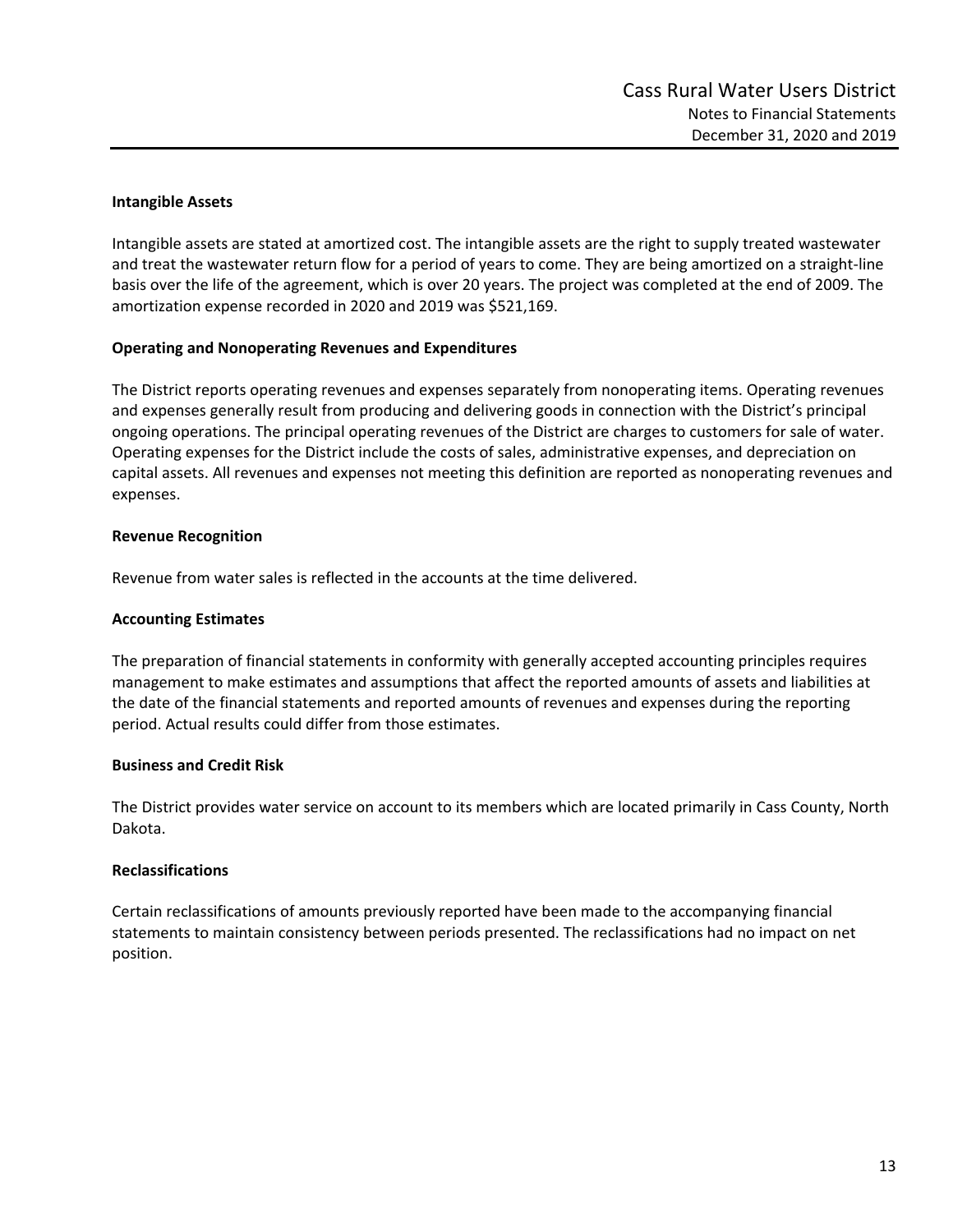### Intangible Assets

Intangible assets are stated at amortized cost. The intangible assets are the right to supply treated wastewater and treat the wastewater return flow for a period of years to come. They are being amortized on a straight-line basis over the life of the agreement, which is over 20 years. The project was completed at the end of 2009. The amortization expense recorded in 2020 and 2019 was $521,169.

### Operating and Nonoperating Revenues and Expenditures

The District reports operating revenues and expenses separately from nonoperating items. Operating revenues and expenses generally result from producing and delivering goods in connection with the District's principal ongoing operations. The principal operating revenues of the District are charges to customers for sale of water. Operating expenses for the District include the costs of sales, administrative expenses, and depreciation on capital assets. All revenues and expenses not meeting this definition are reported as nonoperating revenues and expenses.

### Revenue Recognition

Revenue from water sales is reflected in the accounts at the time delivered.

### Accounting Estimates

The preparation of financial statements in conformity with generally accepted accounting principles requires management to make estimates and assumptions that affect the reported amounts of assets and liabilities at the date of the financial statements and reported amounts of revenues and expenses during the reporting period. Actual results could differ from those estimates.

### Business and Credit Risk

The District provides water service on account to its members which are located primarily in Cass County, North Dakota.

### Reclassifications

Certain reclassifications of amounts previously reported have been made to the accompanying financial statements to maintain consistency between periods presented. The reclassifications had no impact on net position.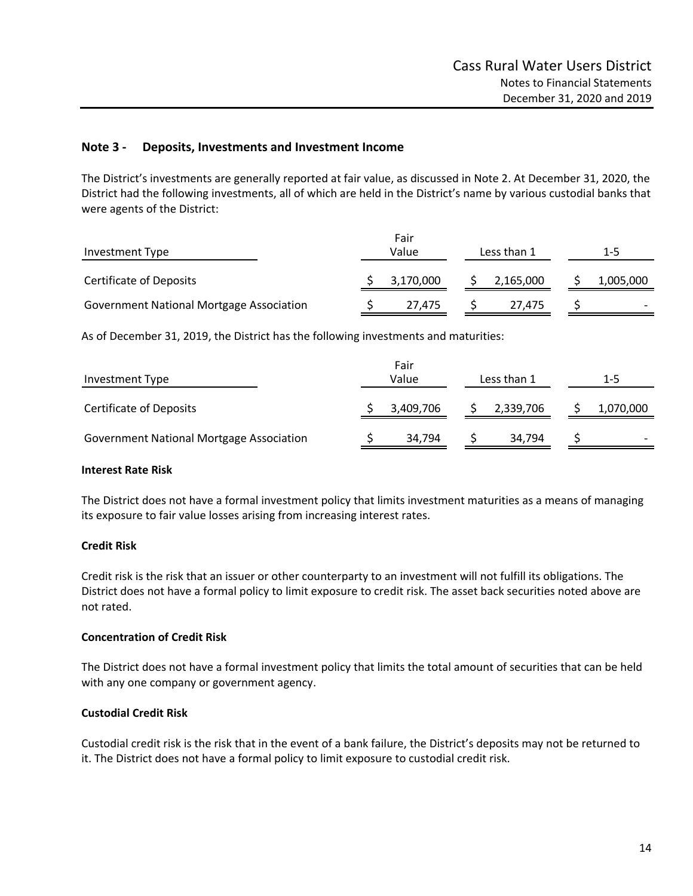## Note 3 - Deposits, Investments and Investment Income

The District's investments are generally reported at fair value, as discussed in Note 2. At December 31, 2020, the District had the following investments, all of which are held in the District's name by various custodial banks that were agents of the District:

| Investment Type | Fair Value | Less than 1 | 1-5 |
|---|---|---|---|
| Certificate of Deposits | $ 3,170,000 | $ 2,165,000 | $ 1,005,000 |
| Government National Mortgage Association | $ 27,475 | $ 27,475 | $ - |

As of December 31, 2019, the District has the following investments and maturities:

| Investment Type | Fair Value | Less than 1 | 1-5 |
|---|---|---|---|
| Certificate of Deposits | $ 3,409,706 | $ 2,339,706 | $ 1,070,000 |
| Government National Mortgage Association | $ 34,794 | $ 34,794 | $ - |

### Interest Rate Risk

The District does not have a formal investment policy that limits investment maturities as a means of managing its exposure to fair value losses arising from increasing interest rates.

### Credit Risk

Credit risk is the risk that an issuer or other counterparty to an investment will not fulfill its obligations. The District does not have a formal policy to limit exposure to credit risk. The asset back securities noted above are not rated.

### Concentration of Credit Risk

The District does not have a formal investment policy that limits the total amount of securities that can be held with any one company or government agency.

### Custodial Credit Risk

Custodial credit risk is the risk that in the event of a bank failure, the District's deposits may not be returned to it. The District does not have a formal policy to limit exposure to custodial credit risk.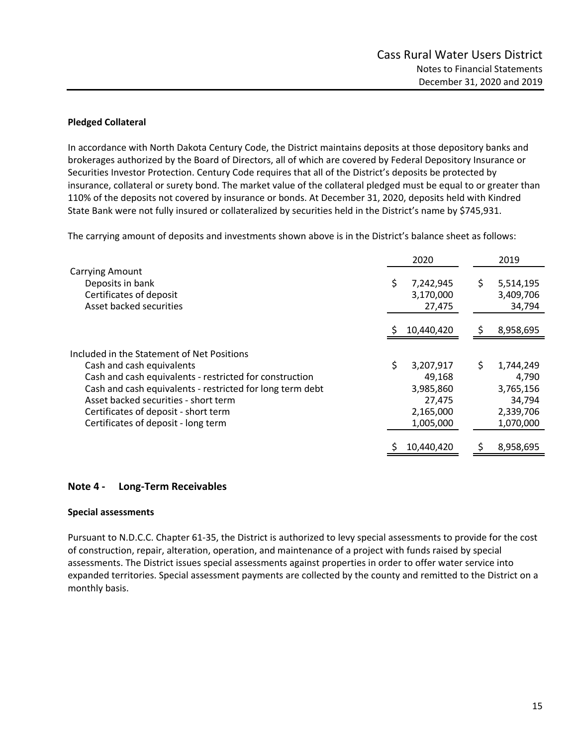**Pledged Collateral**

In accordance with North Dakota Century Code, the District maintains deposits at those depository banks and brokerages authorized by the Board of Directors, all of which are covered by Federal Depository Insurance or Securities Investor Protection. Century Code requires that all of the District's deposits be protected by insurance, collateral or surety bond. The market value of the collateral pledged must be equal to or greater than 110% of the deposits not covered by insurance or bonds. At December 31, 2020, deposits held with Kindred State Bank were not fully insured or collateralized by securities held in the District's name by $745,931.

The carrying amount of deposits and investments shown above is in the District's balance sheet as follows:

| | 2020 | 2019 |
|---|---|---|
| Carrying Amount | | |
| Deposits in bank | $ 7,242,945 | $ 5,514,195 |
| Certificates of deposit | 3,170,000 | 3,409,706 |
| Asset backed securities | 27,475 | 34,794 |
| | $ 10,440,420 | $ 8,958,695 |
| Included in the Statement of Net Positions | | |
| Cash and cash equivalents | $ 3,207,917 | $ 1,744,249 |
| Cash and cash equivalents - restricted for construction | 49,168 | 4,790 |
| Cash and cash equivalents - restricted for long term debt | 3,985,860 | 3,765,156 |
| Asset backed securities - short term | 27,475 | 34,794 |
| Certificates of deposit - short term | 2,165,000 | 2,339,706 |
| Certificates of deposit - long term | 1,005,000 | 1,070,000 |
| | $ 10,440,420 | $ 8,958,695 |

## Note 4 - Long-Term Receivables

**Special assessments**

Pursuant to N.D.C.C. Chapter 61-35, the District is authorized to levy special assessments to provide for the cost of construction, repair, alteration, operation, and maintenance of a project with funds raised by special assessments. The District issues special assessments against properties in order to offer water service into expanded territories. Special assessment payments are collected by the county and remitted to the District on a monthly basis.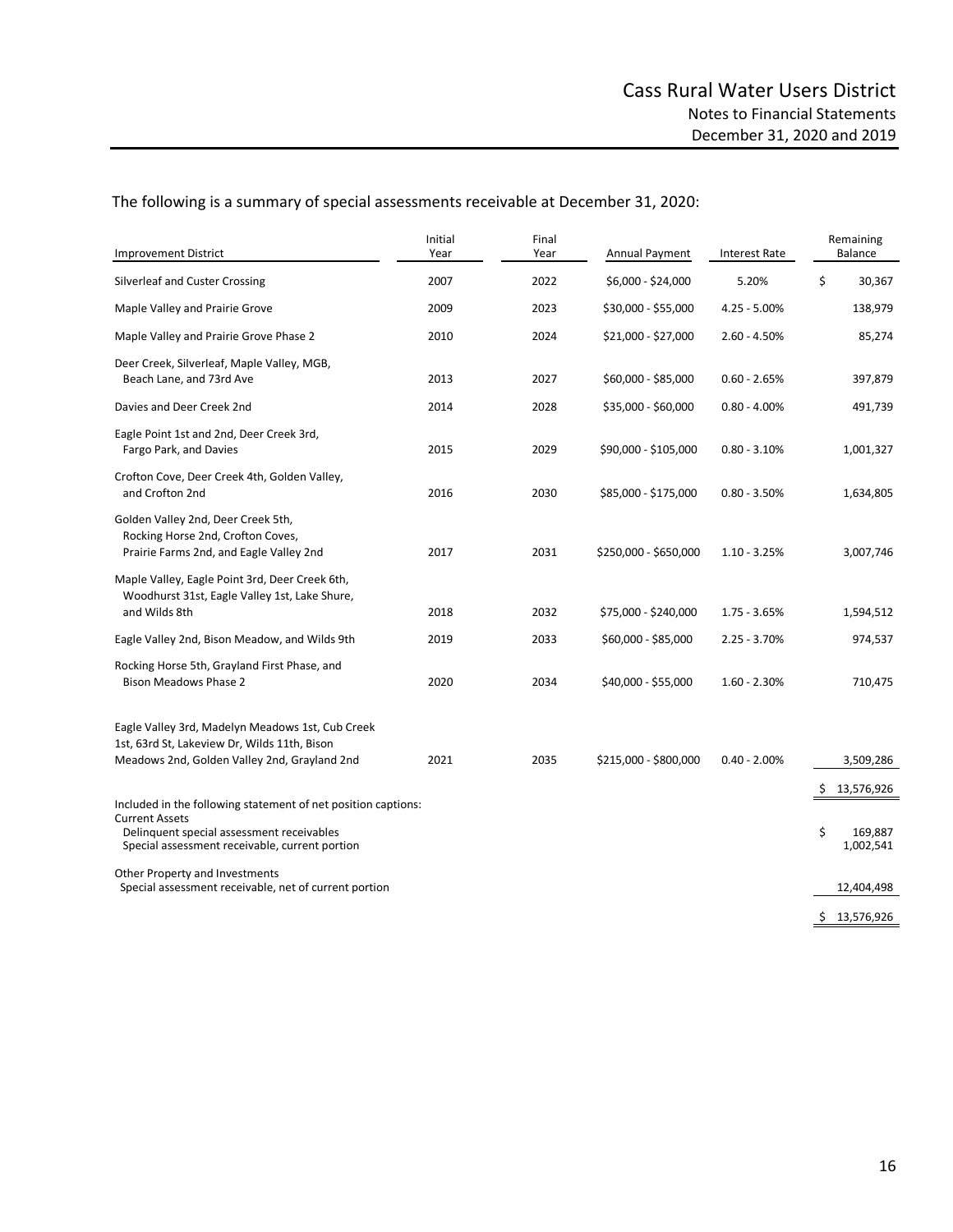The following is a summary of special assessments receivable at December 31, 2020:

| Improvement District | Initial Year | Final Year | Annual Payment | Interest Rate | Remaining Balance |
|---|---|---|---|---|---|
| Silverleaf and Custer Crossing | 2007 | 2022 | \$6,000 - \$24,000 | 5.20% | \$ 30,367 |
| Maple Valley and Prairie Grove | 2009 | 2023 | \$30,000 - \$55,000 | 4.25 - 5.00% | 138,979 |
| Maple Valley and Prairie Grove Phase 2 | 2010 | 2024 | \$21,000 - \$27,000 | 2.60 - 4.50% | 85,274 |
| Deer Creek, Silverleaf, Maple Valley, MGB, Beach Lane, and 73rd Ave | 2013 | 2027 | \$60,000 - \$85,000 | 0.60 - 2.65% | 397,879 |
| Davies and Deer Creek 2nd | 2014 | 2028 | \$35,000 - \$60,000 | 0.80 - 4.00% | 491,739 |
| Eagle Point 1st and 2nd, Deer Creek 3rd, Fargo Park, and Davies | 2015 | 2029 | \$90,000 - \$105,000 | 0.80 - 3.10% | 1,001,327 |
| Crofton Cove, Deer Creek 4th, Golden Valley, and Crofton 2nd | 2016 | 2030 | \$85,000 - \$175,000 | 0.80 - 3.50% | 1,634,805 |
| Golden Valley 2nd, Deer Creek 5th, Rocking Horse 2nd, Crofton Coves, Prairie Farms 2nd, and Eagle Valley 2nd | 2017 | 2031 | \$250,000 - \$650,000 | 1.10 - 3.25% | 3,007,746 |
| Maple Valley, Eagle Point 3rd, Deer Creek 6th, Woodhurst 31st, Eagle Valley 1st, Lake Shure, and Wilds 8th | 2018 | 2032 | \$75,000 - \$240,000 | 1.75 - 3.65% | 1,594,512 |
| Eagle Valley 2nd, Bison Meadow, and Wilds 9th | 2019 | 2033 | \$60,000 - \$85,000 | 2.25 - 3.70% | 974,537 |
| Rocking Horse 5th, Grayland First Phase, and Bison Meadows Phase 2 | 2020 | 2034 | \$40,000 - \$55,000 | 1.60 - 2.30% | 710,475 |
| Eagle Valley 3rd, Madelyn Meadows 1st, Cub Creek 1st, 63rd St, Lakeview Dr, Wilds 11th, Bison Meadows 2nd, Golden Valley 2nd, Grayland 2nd | 2021 | 2035 | \$215,000 - \$800,000 | 0.40 - 2.00% | 3,509,286 |
| | | | | | \$ 13,576,926 |

| Included in the following statement of net position captions: | |
|---|---|
| Current Assets | |
| Delinquent special assessment receivables | \$ 169,887 |
| Special assessment receivable, current portion | 1,002,541 |
| Other Property and Investments | |
| Special assessment receivable, net of current portion | 12,404,498 |
| | \$ 13,576,926 |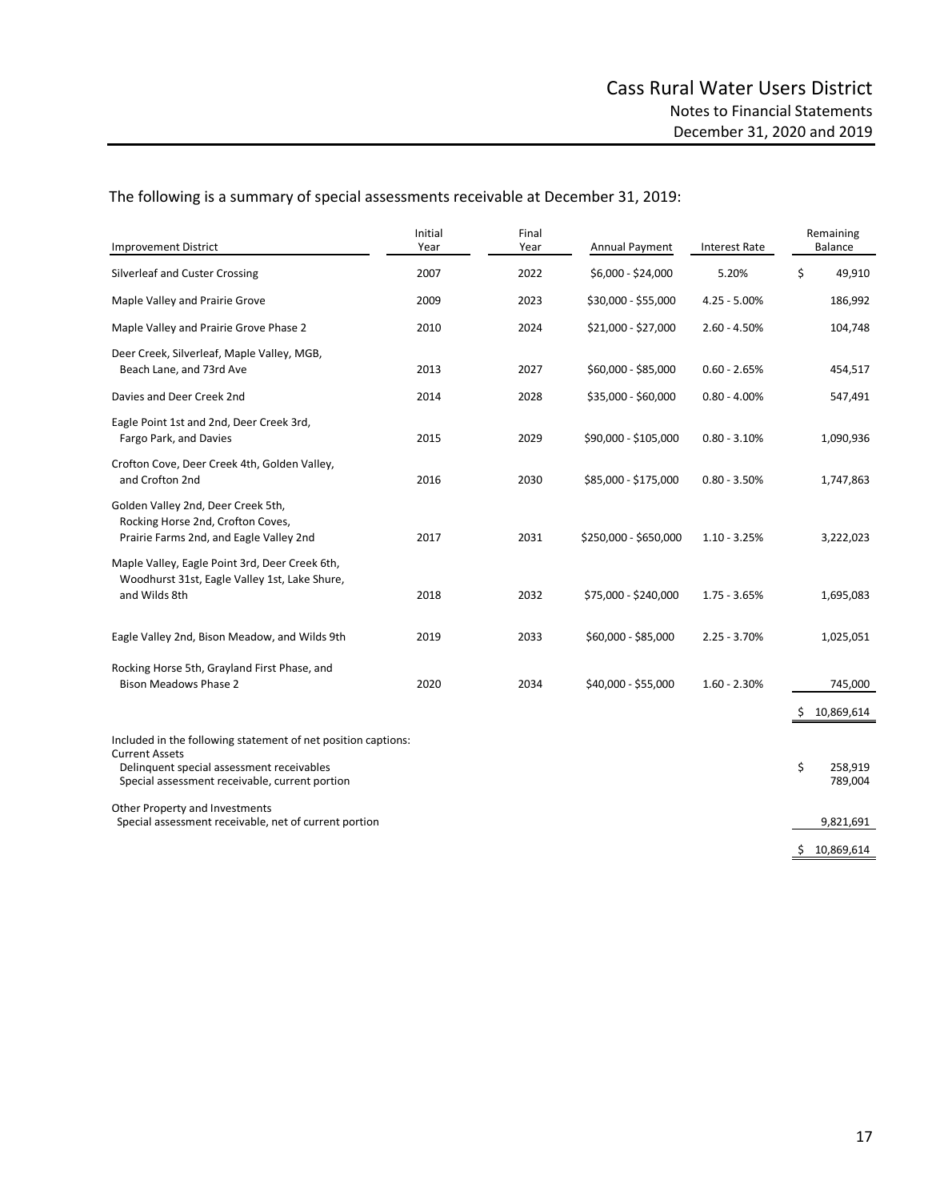The following is a summary of special assessments receivable at December 31, 2019:

| Improvement District | Initial Year | Final Year | Annual Payment | Interest Rate | Remaining Balance |
|---|---|---|---|---|---|
| Silverleaf and Custer Crossing | 2007 | 2022 | $6,000 - $24,000 | 5.20% | $ 49,910 |
| Maple Valley and Prairie Grove | 2009 | 2023 | $30,000 - $55,000 | 4.25 - 5.00% | 186,992 |
| Maple Valley and Prairie Grove Phase 2 | 2010 | 2024 | $21,000 - $27,000 | 2.60 - 4.50% | 104,748 |
| Deer Creek, Silverleaf, Maple Valley, MGB, Beach Lane, and 73rd Ave | 2013 | 2027 | $60,000 - $85,000 | 0.60 - 2.65% | 454,517 |
| Davies and Deer Creek 2nd | 2014 | 2028 | $35,000 - $60,000 | 0.80 - 4.00% | 547,491 |
| Eagle Point 1st and 2nd, Deer Creek 3rd, Fargo Park, and Davies | 2015 | 2029 | $90,000 - $105,000 | 0.80 - 3.10% | 1,090,936 |
| Crofton Cove, Deer Creek 4th, Golden Valley, and Crofton 2nd | 2016 | 2030 | $85,000 - $175,000 | 0.80 - 3.50% | 1,747,863 |
| Golden Valley 2nd, Deer Creek 5th, Rocking Horse 2nd, Crofton Coves, Prairie Farms 2nd, and Eagle Valley 2nd | 2017 | 2031 | $250,000 - $650,000 | 1.10 - 3.25% | 3,222,023 |
| Maple Valley, Eagle Point 3rd, Deer Creek 6th, Woodhurst 31st, Eagle Valley 1st, Lake Shure, and Wilds 8th | 2018 | 2032 | $75,000 - $240,000 | 1.75 - 3.65% | 1,695,083 |
| Eagle Valley 2nd, Bison Meadow, and Wilds 9th | 2019 | 2033 | $60,000 - $85,000 | 2.25 - 3.70% | 1,025,051 |
| Rocking Horse 5th, Grayland First Phase, and Bison Meadows Phase 2 | 2020 | 2034 | $40,000 - $55,000 | 1.60 - 2.30% | 745,000 |
| | | | | | $ 10,869,614 |

| Included in the following statement of net position captions: | |
|---|---|
| Current Assets | |
| Delinquent special assessment receivables | $ 258,919 |
| Special assessment receivable, current portion | 789,004 |
| Other Property and Investments | |
| Special assessment receivable, net of current portion | 9,821,691 |
| | $ 10,869,614 |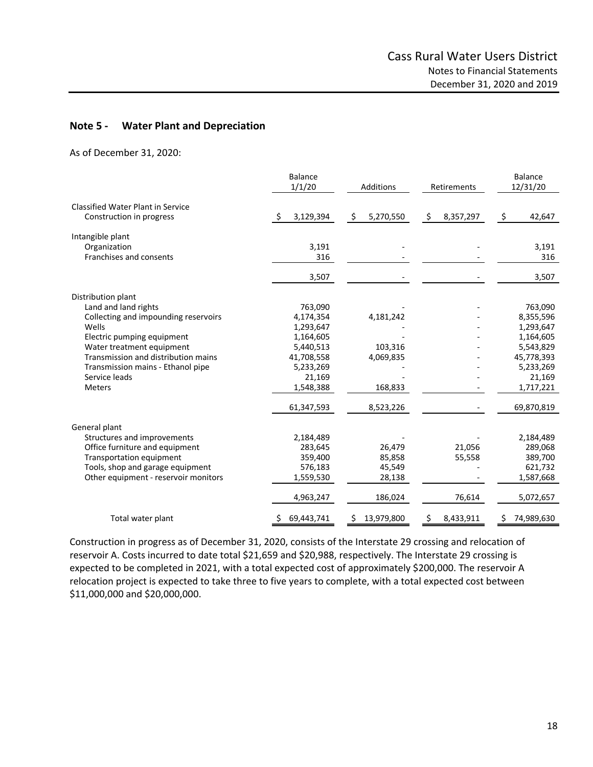## Note 5 - Water Plant and Depreciation

As of December 31, 2020:

| | Balance 1/1/20 | Additions | Retirements | Balance 12/31/20 |
|---|---|---|---|---|
| Classified Water Plant in Service | | | | |
| Construction in progress | $ 3,129,394 | $ 5,270,550 | $ 8,357,297 | $ 42,647 |
| Intangible plant | | | | |
| Organization | 3,191 | - | - | 3,191 |
| Franchises and consents | 316 | - | - | 316 |
| | 3,507 | - | - | 3,507 |
| Distribution plant | | | | |
| Land and land rights | 763,090 | - | - | 763,090 |
| Collecting and impounding reservoirs | 4,174,354 | 4,181,242 | - | 8,355,596 |
| Wells | 1,293,647 | - | - | 1,293,647 |
| Electric pumping equipment | 1,164,605 | - | - | 1,164,605 |
| Water treatment equipment | 5,440,513 | 103,316 | - | 5,543,829 |
| Transmission and distribution mains | 41,708,558 | 4,069,835 | - | 45,778,393 |
| Transmission mains - Ethanol pipe | 5,233,269 | - | - | 5,233,269 |
| Service leads | 21,169 | - | - | 21,169 |
| Meters | 1,548,388 | 168,833 | - | 1,717,221 |
| | 61,347,593 | 8,523,226 | - | 69,870,819 |
| General plant | | | | |
| Structures and improvements | 2,184,489 | - | - | 2,184,489 |
| Office furniture and equipment | 283,645 | 26,479 | 21,056 | 289,068 |
| Transportation equipment | 359,400 | 85,858 | 55,558 | 389,700 |
| Tools, shop and garage equipment | 576,183 | 45,549 | - | 621,732 |
| Other equipment - reservoir monitors | 1,559,530 | 28,138 | - | 1,587,668 |
| | 4,963,247 | 186,024 | 76,614 | 5,072,657 |
| Total water plant | $ 69,443,741 | $ 13,979,800 | $ 8,433,911 | $ 74,989,630 |

Construction in progress as of December 31, 2020, consists of the Interstate 29 crossing and relocation of reservoir A. Costs incurred to date total $21,659 and $20,988, respectively. The Interstate 29 crossing is expected to be completed in 2021, with a total expected cost of approximately $200,000. The reservoir A relocation project is expected to take three to five years to complete, with a total expected cost between $11,000,000 and $20,000,000.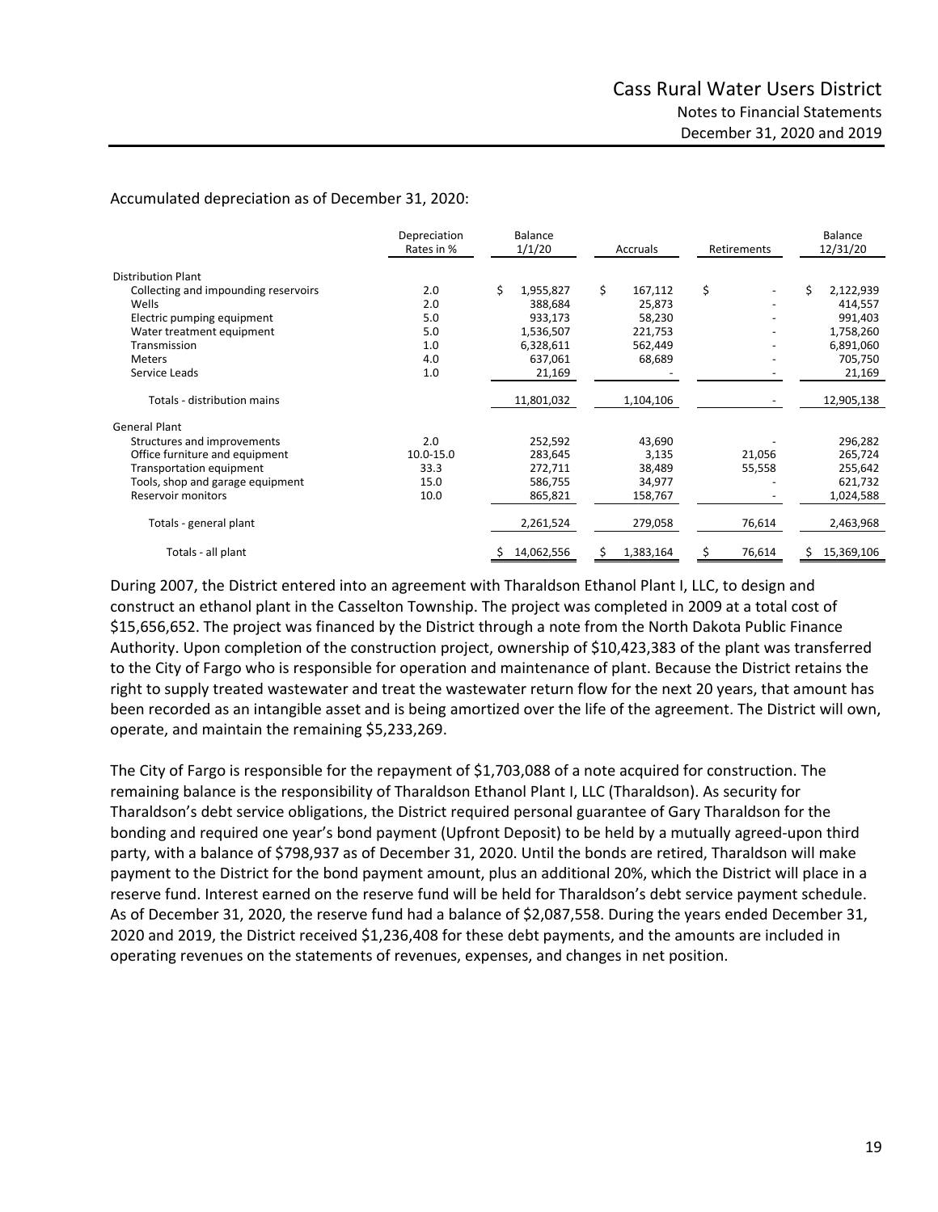Accumulated depreciation as of December 31, 2020:

| | Depreciation Rates in % | Balance 1/1/20 | Accruals | Retirements | Balance 12/31/20 |
|---|---|---|---|---|---|
| Distribution Plant | | | | | |
| Collecting and impounding reservoirs | 2.0 | $ 1,955,827 | $ 167,112 | $ - | $ 2,122,939 |
| Wells | 2.0 | 388,684 | 25,873 | - | 414,557 |
| Electric pumping equipment | 5.0 | 933,173 | 58,230 | - | 991,403 |
| Water treatment equipment | 5.0 | 1,536,507 | 221,753 | - | 1,758,260 |
| Transmission | 1.0 | 6,328,611 | 562,449 | - | 6,891,060 |
| Meters | 4.0 | 637,061 | 68,689 | - | 705,750 |
| Service Leads | 1.0 | 21,169 | - | - | 21,169 |
| Totals - distribution mains | | 11,801,032 | 1,104,106 | - | 12,905,138 |
| General Plant | | | | | |
| Structures and improvements | 2.0 | 252,592 | 43,690 | - | 296,282 |
| Office furniture and equipment | 10.0-15.0 | 283,645 | 3,135 | 21,056 | 265,724 |
| Transportation equipment | 33.3 | 272,711 | 38,489 | 55,558 | 255,642 |
| Tools, shop and garage equipment | 15.0 | 586,755 | 34,977 | - | 621,732 |
| Reservoir monitors | 10.0 | 865,821 | 158,767 | - | 1,024,588 |
| Totals - general plant | | 2,261,524 | 279,058 | 76,614 | 2,463,968 |
| Totals - all plant | | $ 14,062,556 | $ 1,383,164 | $ 76,614 | $ 15,369,106 |

During 2007, the District entered into an agreement with Tharaldson Ethanol Plant I, LLC, to design and construct an ethanol plant in the Casselton Township. The project was completed in 2009 at a total cost of $15,656,652. The project was financed by the District through a note from the North Dakota Public Finance Authority. Upon completion of the construction project, ownership of $10,423,383 of the plant was transferred to the City of Fargo who is responsible for operation and maintenance of plant. Because the District retains the right to supply treated wastewater and treat the wastewater return flow for the next 20 years, that amount has been recorded as an intangible asset and is being amortized over the life of the agreement. The District will own, operate, and maintain the remaining $5,233,269.

The City of Fargo is responsible for the repayment of $1,703,088 of a note acquired for construction. The remaining balance is the responsibility of Tharaldson Ethanol Plant I, LLC (Tharaldson). As security for Tharaldson's debt service obligations, the District required personal guarantee of Gary Tharaldson for the bonding and required one year's bond payment (Upfront Deposit) to be held by a mutually agreed-upon third party, with a balance of $798,937 as of December 31, 2020. Until the bonds are retired, Tharaldson will make payment to the District for the bond payment amount, plus an additional 20%, which the District will place in a reserve fund. Interest earned on the reserve fund will be held for Tharaldson's debt service payment schedule. As of December 31, 2020, the reserve fund had a balance of $2,087,558. During the years ended December 31, 2020 and 2019, the District received $1,236,408 for these debt payments, and the amounts are included in operating revenues on the statements of revenues, expenses, and changes in net position.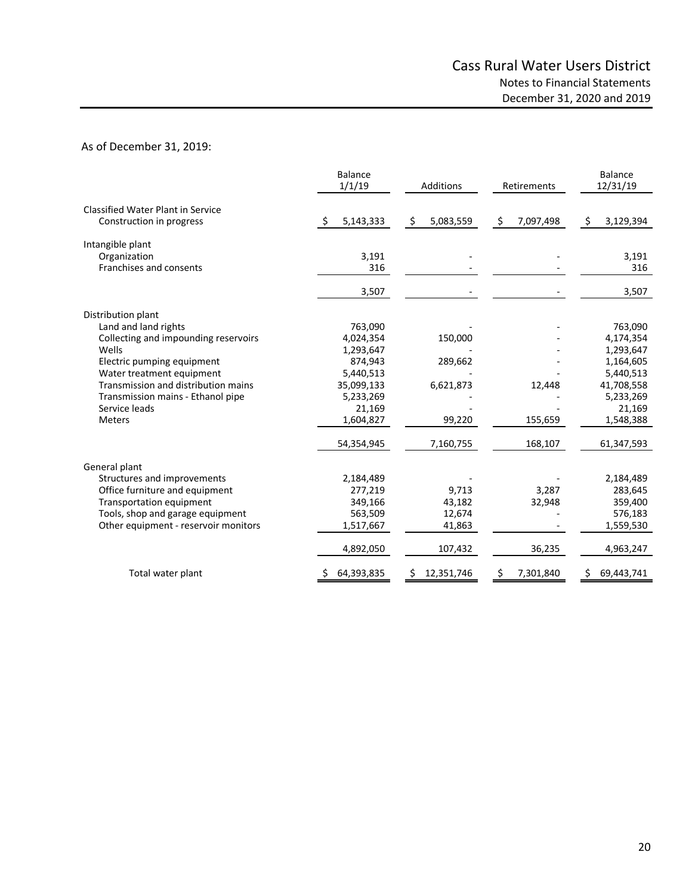As of December 31, 2019:

| | Balance 1/1/19 | Additions | Retirements | Balance 12/31/19 |
|---|---|---|---|---|
| Classified Water Plant in Service | | | | |
| Construction in progress | $ 5,143,333 | $ 5,083,559 | $ 7,097,498 | $ 3,129,394 |
| Intangible plant | | | | |
| Organization | 3,191 | - | - | 3,191 |
| Franchises and consents | 316 | - | - | 316 |
| | 3,507 | - | - | 3,507 |
| Distribution plant | | | | |
| Land and land rights | 763,090 | - | - | 763,090 |
| Collecting and impounding reservoirs | 4,024,354 | 150,000 | - | 4,174,354 |
| Wells | 1,293,647 | - | - | 1,293,647 |
| Electric pumping equipment | 874,943 | 289,662 | - | 1,164,605 |
| Water treatment equipment | 5,440,513 | - | - | 5,440,513 |
| Transmission and distribution mains | 35,099,133 | 6,621,873 | 12,448 | 41,708,558 |
| Transmission mains - Ethanol pipe | 5,233,269 | - | - | 5,233,269 |
| Service leads | 21,169 | - | - | 21,169 |
| Meters | 1,604,827 | 99,220 | 155,659 | 1,548,388 |
| | 54,354,945 | 7,160,755 | 168,107 | 61,347,593 |
| General plant | | | | |
| Structures and improvements | 2,184,489 | - | - | 2,184,489 |
| Office furniture and equipment | 277,219 | 9,713 | 3,287 | 283,645 |
| Transportation equipment | 349,166 | 43,182 | 32,948 | 359,400 |
| Tools, shop and garage equipment | 563,509 | 12,674 | - | 576,183 |
| Other equipment - reservoir monitors | 1,517,667 | 41,863 | - | 1,559,530 |
| | 4,892,050 | 107,432 | 36,235 | 4,963,247 |
| Total water plant | $ 64,393,835 | $ 12,351,746 | $ 7,301,840 | $ 69,443,741 |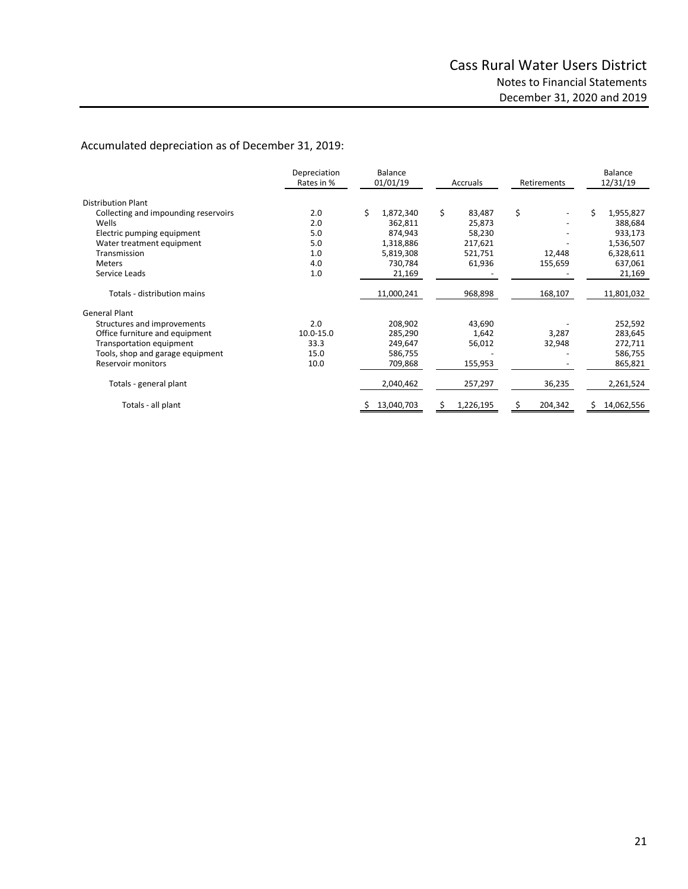Accumulated depreciation as of December 31, 2019:

| | Depreciation Rates in % | Balance 01/01/19 | Accruals | Retirements | Balance 12/31/19 |
|---|---|---|---|---|---|
| Distribution Plant | | | | | |
| Collecting and impounding reservoirs | 2.0 | $ 1,872,340 | $ 83,487 | $ - | $ 1,955,827 |
| Wells | 2.0 | 362,811 | 25,873 | - | 388,684 |
| Electric pumping equipment | 5.0 | 874,943 | 58,230 | - | 933,173 |
| Water treatment equipment | 5.0 | 1,318,886 | 217,621 | - | 1,536,507 |
| Transmission | 1.0 | 5,819,308 | 521,751 | 12,448 | 6,328,611 |
| Meters | 4.0 | 730,784 | 61,936 | 155,659 | 637,061 |
| Service Leads | 1.0 | 21,169 | - | - | 21,169 |
| Totals - distribution mains | | 11,000,241 | 968,898 | 168,107 | 11,801,032 |
| General Plant | | | | | |
| Structures and improvements | 2.0 | 208,902 | 43,690 | - | 252,592 |
| Office furniture and equipment | 10.0-15.0 | 285,290 | 1,642 | 3,287 | 283,645 |
| Transportation equipment | 33.3 | 249,647 | 56,012 | 32,948 | 272,711 |
| Tools, shop and garage equipment | 15.0 | 586,755 | - | - | 586,755 |
| Reservoir monitors | 10.0 | 709,868 | 155,953 | - | 865,821 |
| Totals - general plant | | 2,040,462 | 257,297 | 36,235 | 2,261,524 |
| Totals - all plant | | $ 13,040,703 | $ 1,226,195 | $ 204,342 | $ 14,062,556 |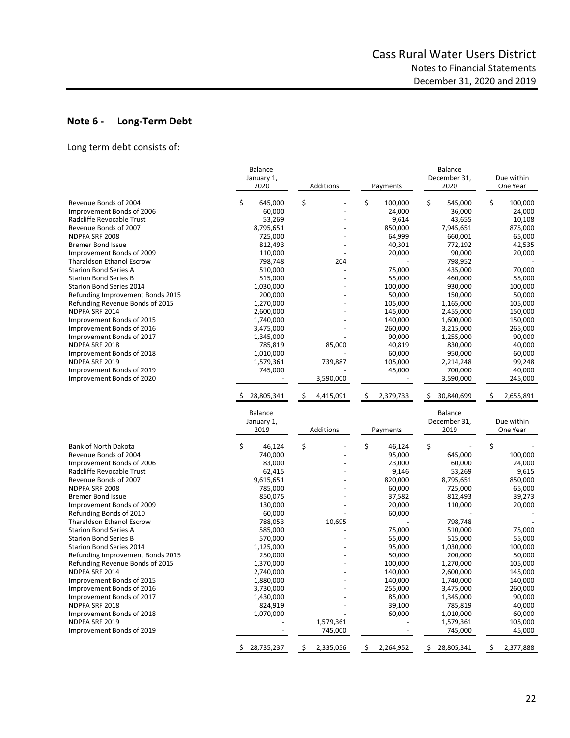## Note 6 - Long-Term Debt

Long term debt consists of:

| | Balance January 1, 2020 | Additions | Payments | Balance December 31, 2020 | Due within One Year |
|---|---|---|---|---|---|
| Revenue Bonds of 2004 | $ 645,000 | $ - | $ 100,000 | $ 545,000 | $ 100,000 |
| Improvement Bonds of 2006 | 60,000 | - | 24,000 | 36,000 | 24,000 |
| Radcliffe Revocable Trust | 53,269 | - | 9,614 | 43,655 | 10,108 |
| Revenue Bonds of 2007 | 8,795,651 | - | 850,000 | 7,945,651 | 875,000 |
| NDPFA SRF 2008 | 725,000 | - | 64,999 | 660,001 | 65,000 |
| Bremer Bond Issue | 812,493 | - | 40,301 | 772,192 | 42,535 |
| Improvement Bonds of 2009 | 110,000 | - | 20,000 | 90,000 | 20,000 |
| Tharaldson Ethanol Escrow | 798,748 | 204 | - | 798,952 | - |
| Starion Bond Series A | 510,000 | - | 75,000 | 435,000 | 70,000 |
| Starion Bond Series B | 515,000 | - | 55,000 | 460,000 | 55,000 |
| Starion Bond Series 2014 | 1,030,000 | - | 100,000 | 930,000 | 100,000 |
| Refunding Improvement Bonds 2015 | 200,000 | - | 50,000 | 150,000 | 50,000 |
| Refunding Revenue Bonds of 2015 | 1,270,000 | - | 105,000 | 1,165,000 | 105,000 |
| NDPFA SRF 2014 | 2,600,000 | - | 145,000 | 2,455,000 | 150,000 |
| Improvement Bonds of 2015 | 1,740,000 | - | 140,000 | 1,600,000 | 150,000 |
| Improvement Bonds of 2016 | 3,475,000 | - | 260,000 | 3,215,000 | 265,000 |
| Improvement Bonds of 2017 | 1,345,000 | - | 90,000 | 1,255,000 | 90,000 |
| NDPFA SRF 2018 | 785,819 | 85,000 | 40,819 | 830,000 | 40,000 |
| Improvement Bonds of 2018 | 1,010,000 | - | 60,000 | 950,000 | 60,000 |
| NDPFA SRF 2019 | 1,579,361 | 739,887 | 105,000 | 2,214,248 | 99,248 |
| Improvement Bonds of 2019 | 745,000 | - | 45,000 | 700,000 | 40,000 |
| Improvement Bonds of 2020 | - | 3,590,000 | - | 3,590,000 | 245,000 |
| | $ 28,805,341 | $ 4,415,091 | $ 2,379,733 | $ 30,840,699 | $ 2,655,891 |

| | Balance January 1, 2019 | Additions | Payments | Balance December 31, 2019 | Due within One Year |
|---|---|---|---|---|---|
| Bank of North Dakota | $ 46,124 | $ - | $ 46,124 | $ - | $ - |
| Revenue Bonds of 2004 | 740,000 | - | 95,000 | 645,000 | 100,000 |
| Improvement Bonds of 2006 | 83,000 | - | 23,000 | 60,000 | 24,000 |
| Radcliffe Revocable Trust | 62,415 | - | 9,146 | 53,269 | 9,615 |
| Revenue Bonds of 2007 | 9,615,651 | - | 820,000 | 8,795,651 | 850,000 |
| NDPFA SRF 2008 | 785,000 | - | 60,000 | 725,000 | 65,000 |
| Bremer Bond Issue | 850,075 | - | 37,582 | 812,493 | 39,273 |
| Improvement Bonds of 2009 | 130,000 | - | 20,000 | 110,000 | 20,000 |
| Refunding Bonds of 2010 | 60,000 | - | 60,000 | - | - |
| Tharaldson Ethanol Escrow | 788,053 | 10,695 | - | 798,748 | - |
| Starion Bond Series A | 585,000 | - | 75,000 | 510,000 | 75,000 |
| Starion Bond Series B | 570,000 | - | 55,000 | 515,000 | 55,000 |
| Starion Bond Series 2014 | 1,125,000 | - | 95,000 | 1,030,000 | 100,000 |
| Refunding Improvement Bonds 2015 | 250,000 | - | 50,000 | 200,000 | 50,000 |
| Refunding Revenue Bonds of 2015 | 1,370,000 | - | 100,000 | 1,270,000 | 105,000 |
| NDPFA SRF 2014 | 2,740,000 | - | 140,000 | 2,600,000 | 145,000 |
| Improvement Bonds of 2015 | 1,880,000 | - | 140,000 | 1,740,000 | 140,000 |
| Improvement Bonds of 2016 | 3,730,000 | - | 255,000 | 3,475,000 | 260,000 |
| Improvement Bonds of 2017 | 1,430,000 | - | 85,000 | 1,345,000 | 90,000 |
| NDPFA SRF 2018 | 824,919 | - | 39,100 | 785,819 | 40,000 |
| Improvement Bonds of 2018 | 1,070,000 | - | 60,000 | 1,010,000 | 60,000 |
| NDPFA SRF 2019 | - | 1,579,361 | - | 1,579,361 | 105,000 |
| Improvement Bonds of 2019 | - | 745,000 | - | 745,000 | 45,000 |
| | $ 28,735,237 | $ 2,335,056 | $ 2,264,952 | $ 28,805,341 | $ 2,377,888 |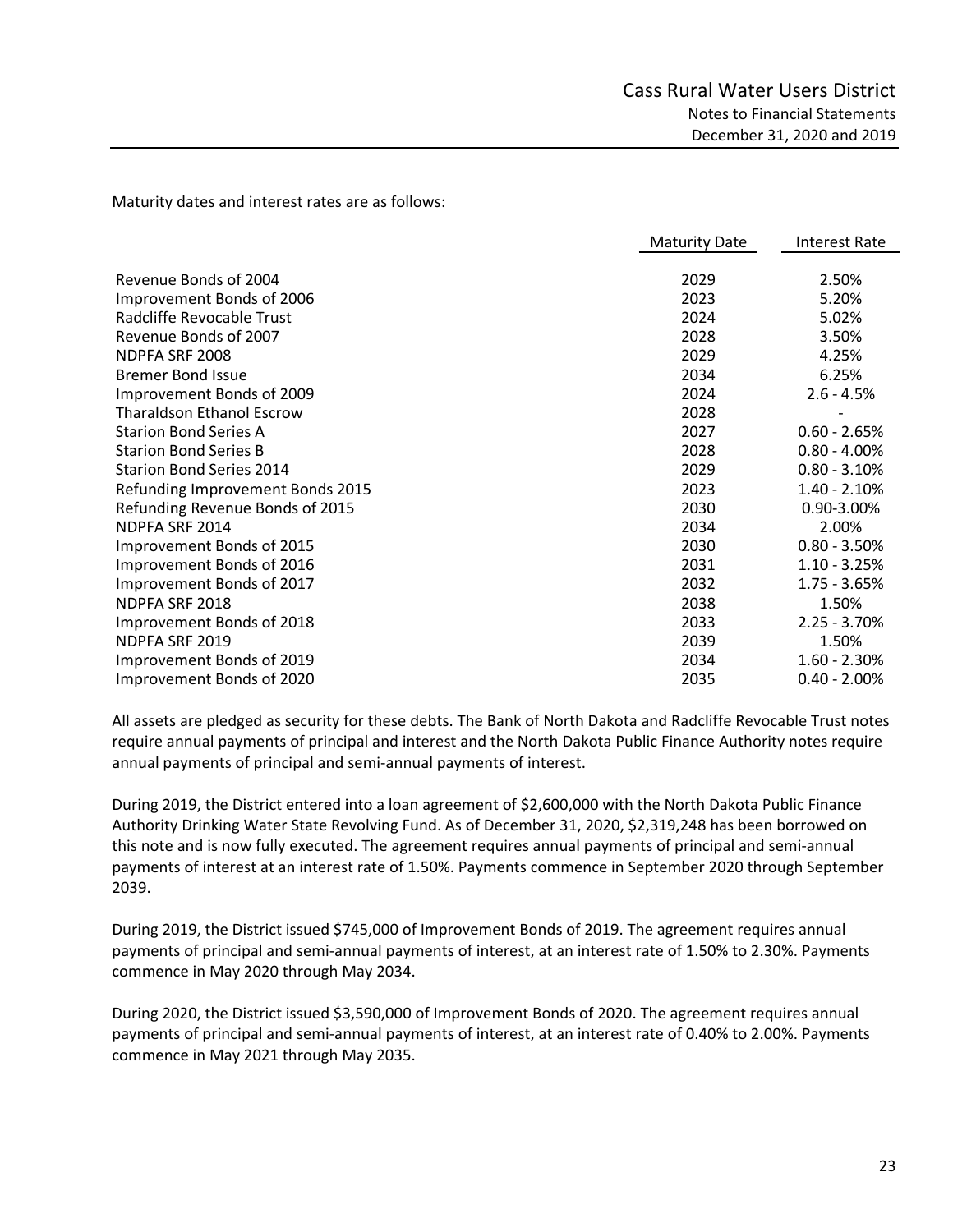Maturity dates and interest rates are as follows:

| | Maturity Date | Interest Rate |
|---|---|---|
| Revenue Bonds of 2004 | 2029 | 2.50% |
| Improvement Bonds of 2006 | 2023 | 5.20% |
| Radcliffe Revocable Trust | 2024 | 5.02% |
| Revenue Bonds of 2007 | 2028 | 3.50% |
| NDPFA SRF 2008 | 2029 | 4.25% |
| Bremer Bond Issue | 2034 | 6.25% |
| Improvement Bonds of 2009 | 2024 | 2.6 - 4.5% |
| Tharaldson Ethanol Escrow | 2028 | - |
| Starion Bond Series A | 2027 | 0.60 - 2.65% |
| Starion Bond Series B | 2028 | 0.80 - 4.00% |
| Starion Bond Series 2014 | 2029 | 0.80 - 3.10% |
| Refunding Improvement Bonds 2015 | 2023 | 1.40 - 2.10% |
| Refunding Revenue Bonds of 2015 | 2030 | 0.90-3.00% |
| NDPFA SRF 2014 | 2034 | 2.00% |
| Improvement Bonds of 2015 | 2030 | 0.80 - 3.50% |
| Improvement Bonds of 2016 | 2031 | 1.10 - 3.25% |
| Improvement Bonds of 2017 | 2032 | 1.75 - 3.65% |
| NDPFA SRF 2018 | 2038 | 1.50% |
| Improvement Bonds of 2018 | 2033 | 2.25 - 3.70% |
| NDPFA SRF 2019 | 2039 | 1.50% |
| Improvement Bonds of 2019 | 2034 | 1.60 - 2.30% |
| Improvement Bonds of 2020 | 2035 | 0.40 - 2.00% |

All assets are pledged as security for these debts. The Bank of North Dakota and Radcliffe Revocable Trust notes require annual payments of principal and interest and the North Dakota Public Finance Authority notes require annual payments of principal and semi-annual payments of interest.

During 2019, the District entered into a loan agreement of $2,600,000 with the North Dakota Public Finance Authority Drinking Water State Revolving Fund. As of December 31, 2020, $2,319,248 has been borrowed on this note and is now fully executed. The agreement requires annual payments of principal and semi-annual payments of interest at an interest rate of 1.50%. Payments commence in September 2020 through September 2039.

During 2019, the District issued $745,000 of Improvement Bonds of 2019. The agreement requires annual payments of principal and semi-annual payments of interest, at an interest rate of 1.50% to 2.30%. Payments commence in May 2020 through May 2034.

During 2020, the District issued $3,590,000 of Improvement Bonds of 2020. The agreement requires annual payments of principal and semi-annual payments of interest, at an interest rate of 0.40% to 2.00%. Payments commence in May 2021 through May 2035.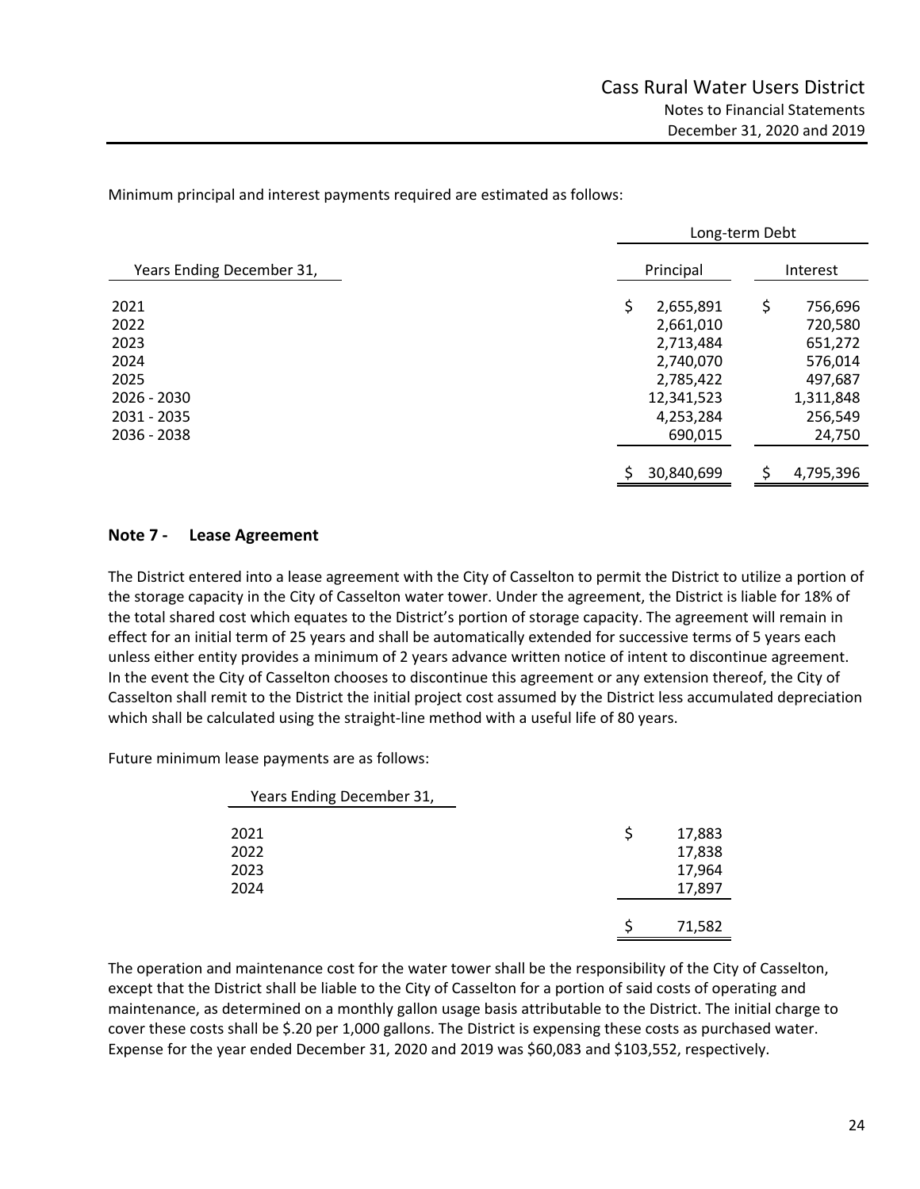Minimum principal and interest payments required are estimated as follows:

| | Long-term Debt | |
|---|---|---|
| Years Ending December 31, | Principal | Interest |
| 2021 | $ 2,655,891 | $ 756,696 |
| 2022 | 2,661,010 | 720,580 |
| 2023 | 2,713,484 | 651,272 |
| 2024 | 2,740,070 | 576,014 |
| 2025 | 2,785,422 | 497,687 |
| 2026 - 2030 | 12,341,523 | 1,311,848 |
| 2031 - 2035 | 4,253,284 | 256,549 |
| 2036 - 2038 | 690,015 | 24,750 |
| | $ 30,840,699 | $ 4,795,396 |

## Note 7 - Lease Agreement

The District entered into a lease agreement with the City of Casselton to permit the District to utilize a portion of the storage capacity in the City of Casselton water tower. Under the agreement, the District is liable for 18% of the total shared cost which equates to the District's portion of storage capacity. The agreement will remain in effect for an initial term of 25 years and shall be automatically extended for successive terms of 5 years each unless either entity provides a minimum of 2 years advance written notice of intent to discontinue agreement. In the event the City of Casselton chooses to discontinue this agreement or any extension thereof, the City of Casselton shall remit to the District the initial project cost assumed by the District less accumulated depreciation which shall be calculated using the straight-line method with a useful life of 80 years.

Future minimum lease payments are as follows:

| Years Ending December 31, | |
|---|---|
| 2021 | $ 17,883 |
| 2022 | 17,838 |
| 2023 | 17,964 |
| 2024 | 17,897 |
| | $ 71,582 |

The operation and maintenance cost for the water tower shall be the responsibility of the City of Casselton, except that the District shall be liable to the City of Casselton for a portion of said costs of operating and maintenance, as determined on a monthly gallon usage basis attributable to the District. The initial charge to cover these costs shall be $.20 per 1,000 gallons. The District is expensing these costs as purchased water. Expense for the year ended December 31, 2020 and 2019 was $60,083 and $103,552, respectively.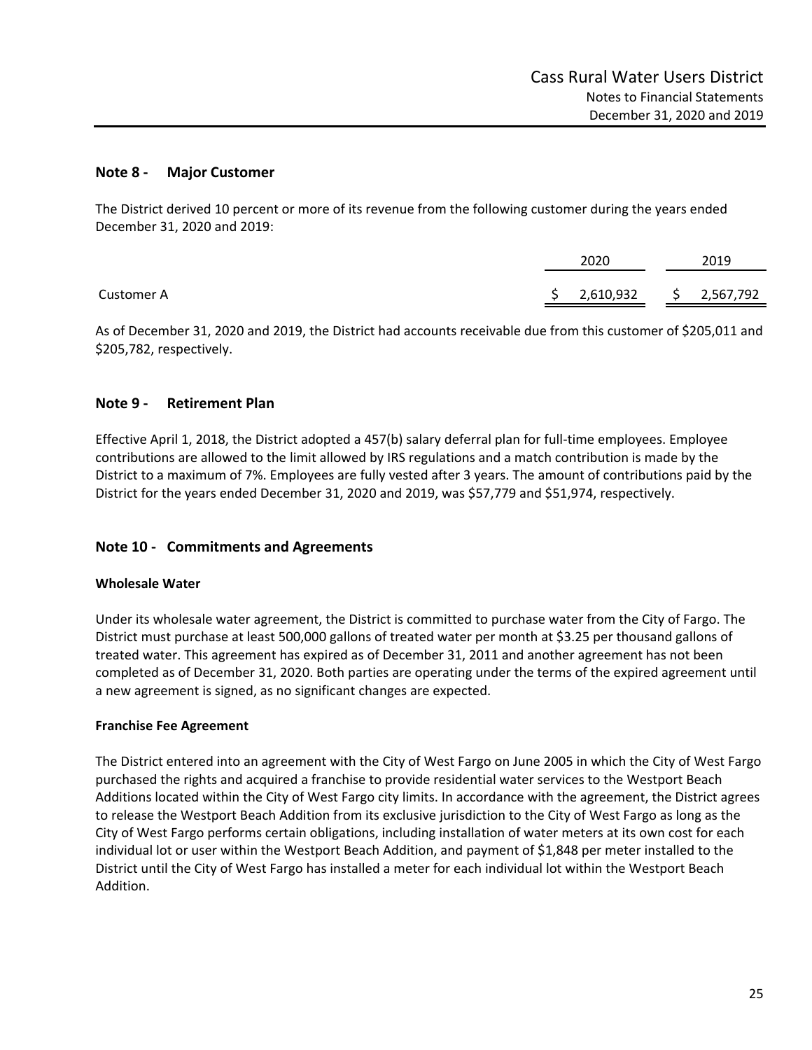## Note 8 - Major Customer

The District derived 10 percent or more of its revenue from the following customer during the years ended December 31, 2020 and 2019:

| | 2020 | 2019 |
|---|---|---|
| Customer A | $ 2,610,932 | $ 2,567,792 |

As of December 31, 2020 and 2019, the District had accounts receivable due from this customer of $205,011 and $205,782, respectively.

## Note 9 - Retirement Plan

Effective April 1, 2018, the District adopted a 457(b) salary deferral plan for full-time employees. Employee contributions are allowed to the limit allowed by IRS regulations and a match contribution is made by the District to a maximum of 7%. Employees are fully vested after 3 years. The amount of contributions paid by the District for the years ended December 31, 2020 and 2019, was $57,779 and $51,974, respectively.

## Note 10 - Commitments and Agreements

**Wholesale Water**

Under its wholesale water agreement, the District is committed to purchase water from the City of Fargo. The District must purchase at least 500,000 gallons of treated water per month at $3.25 per thousand gallons of treated water. This agreement has expired as of December 31, 2011 and another agreement has not been completed as of December 31, 2020. Both parties are operating under the terms of the expired agreement until a new agreement is signed, as no significant changes are expected.

**Franchise Fee Agreement**

The District entered into an agreement with the City of West Fargo on June 2005 in which the City of West Fargo purchased the rights and acquired a franchise to provide residential water services to the Westport Beach Additions located within the City of West Fargo city limits. In accordance with the agreement, the District agrees to release the Westport Beach Addition from its exclusive jurisdiction to the City of West Fargo as long as the City of West Fargo performs certain obligations, including installation of water meters at its own cost for each individual lot or user within the Westport Beach Addition, and payment of $1,848 per meter installed to the District until the City of West Fargo has installed a meter for each individual lot within the Westport Beach Addition.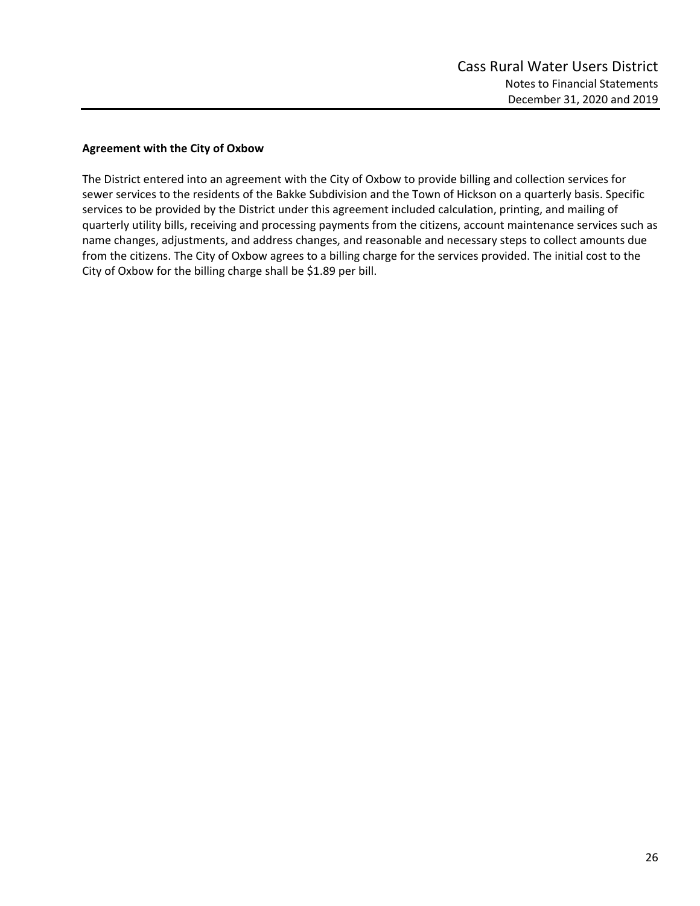**Agreement with the City of Oxbow**

The District entered into an agreement with the City of Oxbow to provide billing and collection services for sewer services to the residents of the Bakke Subdivision and the Town of Hickson on a quarterly basis. Specific services to be provided by the District under this agreement included calculation, printing, and mailing of quarterly utility bills, receiving and processing payments from the citizens, account maintenance services such as name changes, adjustments, and address changes, and reasonable and necessary steps to collect amounts due from the citizens. The City of Oxbow agrees to a billing charge for the services provided. The initial cost to the City of Oxbow for the billing charge shall be $1.89 per bill.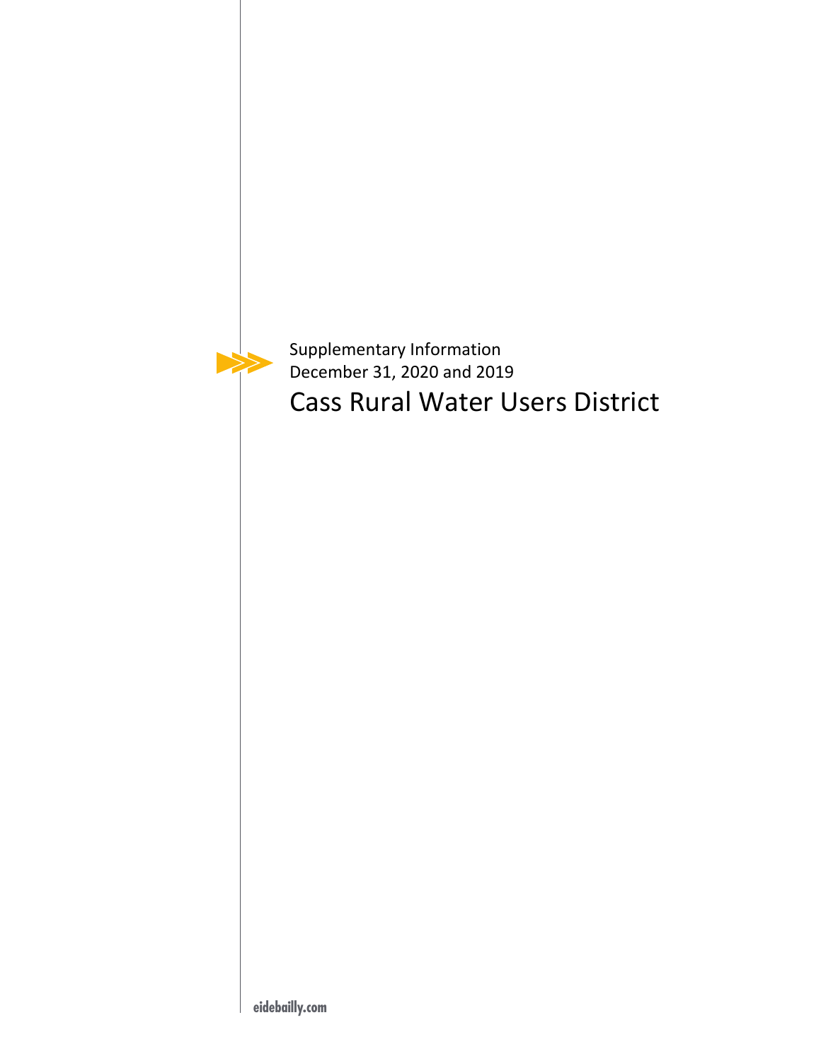Supplementary Information
December 31, 2020 and 2019

# Cass Rural Water Users District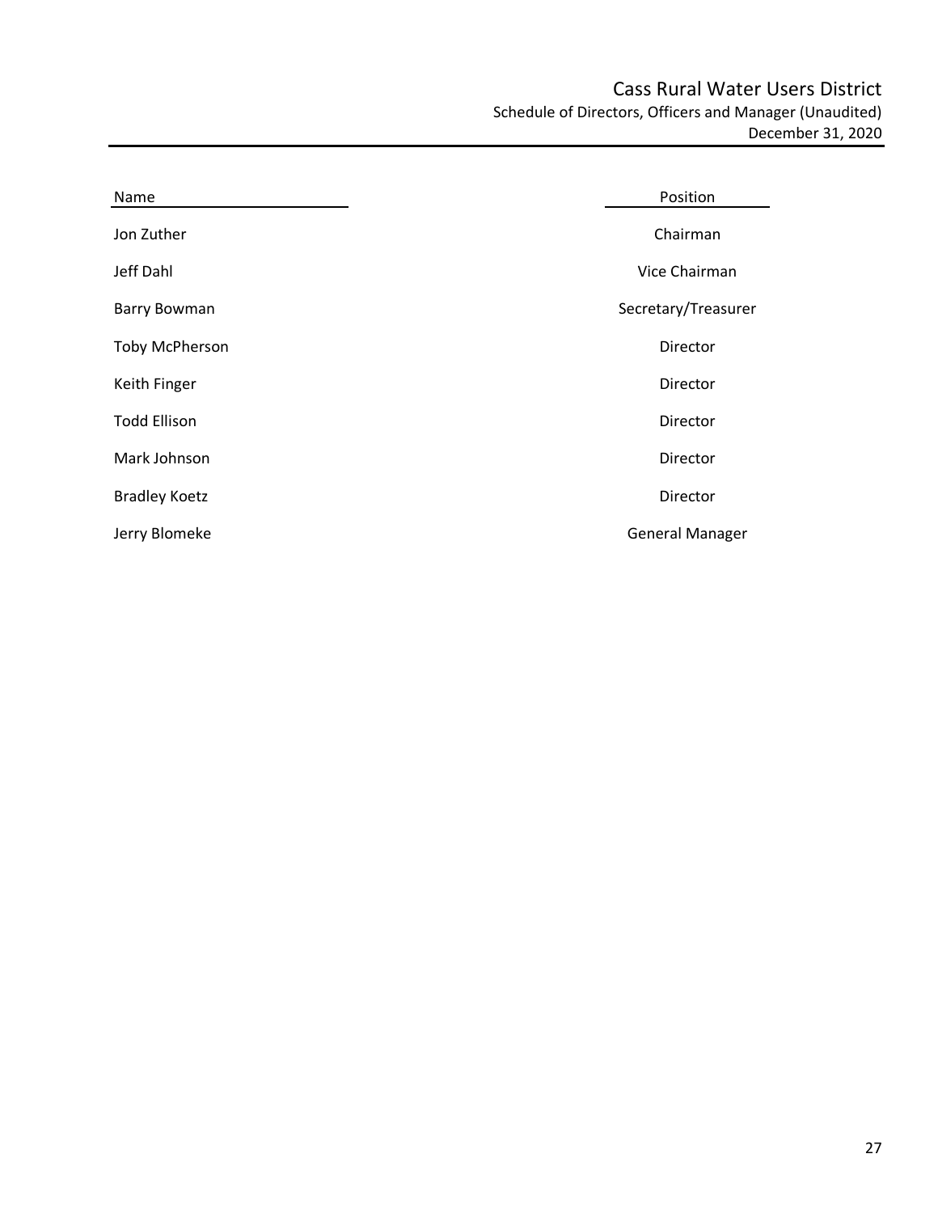# Cass Rural Water Users District

## Schedule of Directors, Officers and Manager (Unaudited)

December 31, 2020

| Name | Position |
|---|---|
| Jon Zuther | Chairman |
| Jeff Dahl | Vice Chairman |
| Barry Bowman | Secretary/Treasurer |
| Toby McPherson | Director |
| Keith Finger | Director |
| Todd Ellison | Director |
| Mark Johnson | Director |
| Bradley Koetz | Director |
| Jerry Blomeke | General Manager |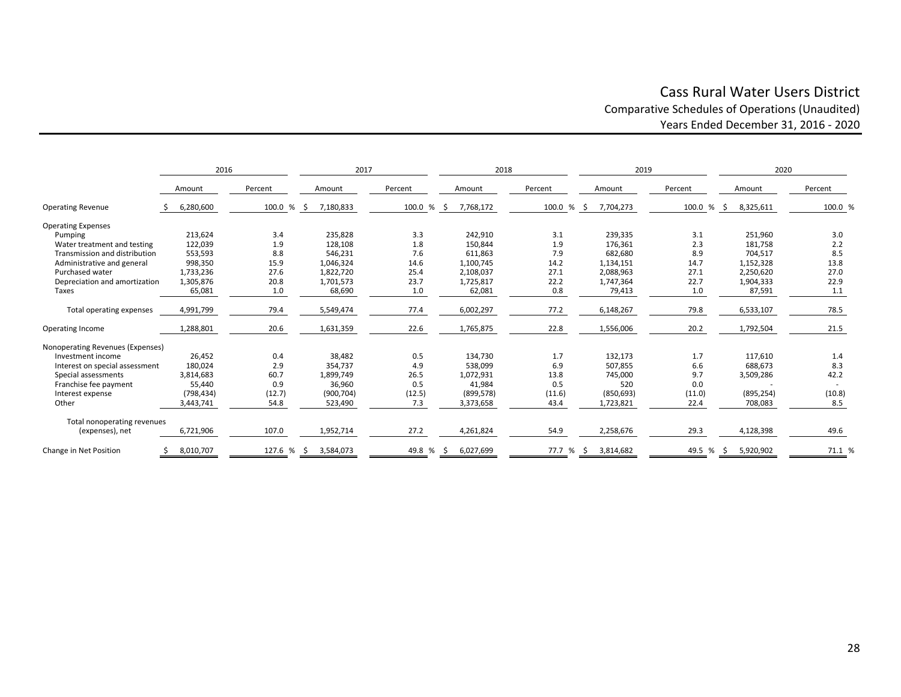# Cass Rural Water Users District

## Comparative Schedules of Operations (Unaudited)

### Years Ended December 31, 2016 - 2020

| | 2016 | | 2017 | | 2018 | | 2019 | | 2020 | |
|---|---|---|---|---|---|---|---|---|---|---|
| | Amount | Percent | Amount | Percent | Amount | Percent | Amount | Percent | Amount | Percent |
| Operating Revenue | $ 6,280,600 | 100.0 % | $ 7,180,833 | 100.0 % | $ 7,768,172 | 100.0 % | $ 7,704,273 | 100.0 % | $ 8,325,611 | 100.0 % |
| Operating Expenses | | | | | | | | | | |
| Pumping | 213,624 | 3.4 | 235,828 | 3.3 | 242,910 | 3.1 | 239,335 | 3.1 | 251,960 | 3.0 |
| Water treatment and testing | 122,039 | 1.9 | 128,108 | 1.8 | 150,844 | 1.9 | 176,361 | 2.3 | 181,758 | 2.2 |
| Transmission and distribution | 553,593 | 8.8 | 546,231 | 7.6 | 611,863 | 7.9 | 682,680 | 8.9 | 704,517 | 8.5 |
| Administrative and general | 998,350 | 15.9 | 1,046,324 | 14.6 | 1,100,745 | 14.2 | 1,134,151 | 14.7 | 1,152,328 | 13.8 |
| Purchased water | 1,733,236 | 27.6 | 1,822,720 | 25.4 | 2,108,037 | 27.1 | 2,088,963 | 27.1 | 2,250,620 | 27.0 |
| Depreciation and amortization | 1,305,876 | 20.8 | 1,701,573 | 23.7 | 1,725,817 | 22.2 | 1,747,364 | 22.7 | 1,904,333 | 22.9 |
| Taxes | 65,081 | 1.0 | 68,690 | 1.0 | 62,081 | 0.8 | 79,413 | 1.0 | 87,591 | 1.1 |
| Total operating expenses | 4,991,799 | 79.4 | 5,549,474 | 77.4 | 6,002,297 | 77.2 | 6,148,267 | 79.8 | 6,533,107 | 78.5 |
| Operating Income | 1,288,801 | 20.6 | 1,631,359 | 22.6 | 1,765,875 | 22.8 | 1,556,006 | 20.2 | 1,792,504 | 21.5 |
| Nonoperating Revenues (Expenses) | | | | | | | | | | |
| Investment income | 26,452 | 0.4 | 38,482 | 0.5 | 134,730 | 1.7 | 132,173 | 1.7 | 117,610 | 1.4 |
| Interest on special assessment | 180,024 | 2.9 | 354,737 | 4.9 | 538,099 | 6.9 | 507,855 | 6.6 | 688,673 | 8.3 |
| Special assessments | 3,814,683 | 60.7 | 1,899,749 | 26.5 | 1,072,931 | 13.8 | 745,000 | 9.7 | 3,509,286 | 42.2 |
| Franchise fee payment | 55,440 | 0.9 | 36,960 | 0.5 | 41,984 | 0.5 | 520 | 0.0 | - | - |
| Interest expense | (798,434) | (12.7) | (900,704) | (12.5) | (899,578) | (11.6) | (850,693) | (11.0) | (895,254) | (10.8) |
| Other | 3,443,741 | 54.8 | 523,490 | 7.3 | 3,373,658 | 43.4 | 1,723,821 | 22.4 | 708,083 | 8.5 |
| Total nonoperating revenues (expenses), net | 6,721,906 | 107.0 | 1,952,714 | 27.2 | 4,261,824 | 54.9 | 2,258,676 | 29.3 | 4,128,398 | 49.6 |
| Change in Net Position | $ 8,010,707 | 127.6 % | $ 3,584,073 | 49.8 % | $ 6,027,699 | 77.7 % | $ 3,814,682 | 49.5 % | $ 5,920,902 | 71.1 % |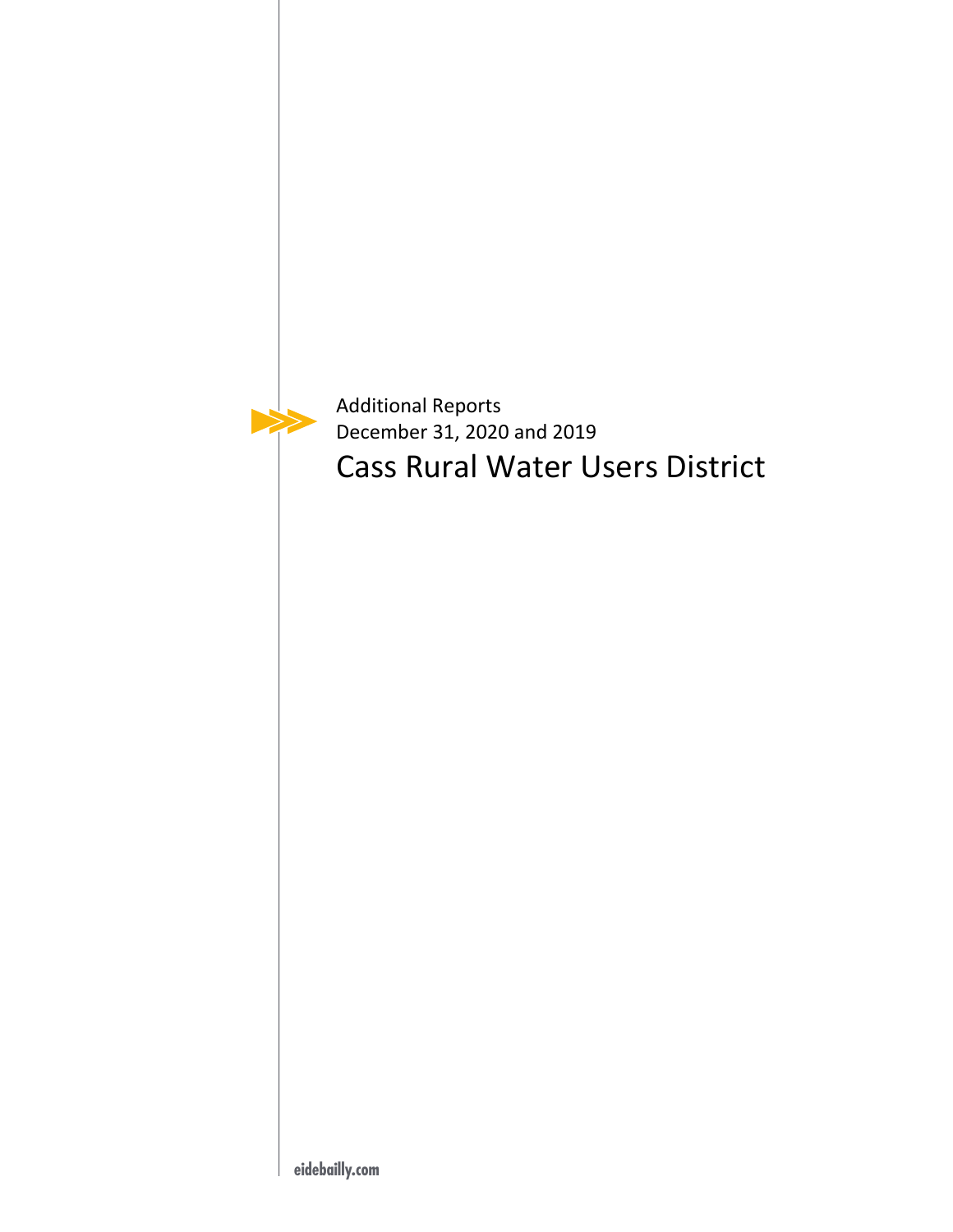Additional Reports
December 31, 2020 and 2019

# Cass Rural Water Users District

eidebailly.com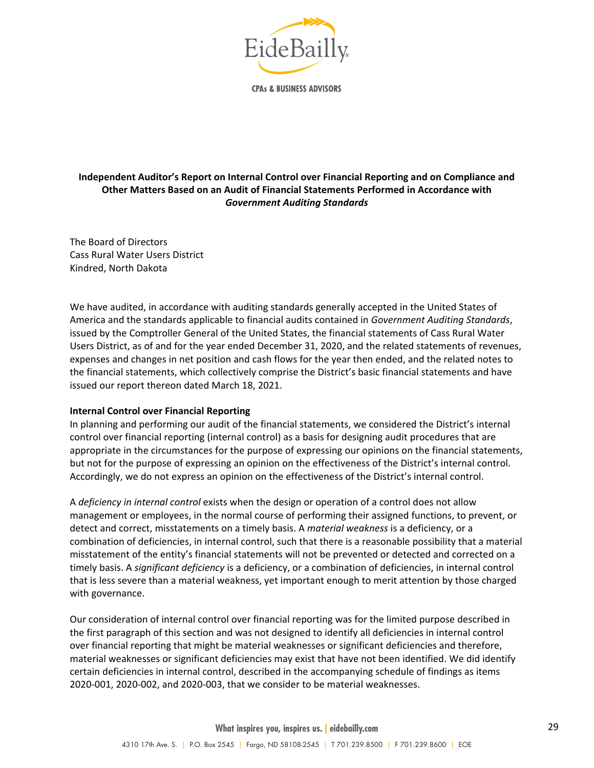**Independent Auditor's Report on Internal Control over Financial Reporting and on Compliance and Other Matters Based on an Audit of Financial Statements Performed in Accordance with *Government Auditing Standards***

The Board of Directors
Cass Rural Water Users District
Kindred, North Dakota

We have audited, in accordance with auditing standards generally accepted in the United States of America and the standards applicable to financial audits contained in *Government Auditing Standards*, issued by the Comptroller General of the United States, the financial statements of Cass Rural Water Users District, as of and for the year ended December 31, 2020, and the related statements of revenues, expenses and changes in net position and cash flows for the year then ended, and the related notes to the financial statements, which collectively comprise the District's basic financial statements and have issued our report thereon dated March 18, 2021.

**Internal Control over Financial Reporting**

In planning and performing our audit of the financial statements, we considered the District's internal control over financial reporting (internal control) as a basis for designing audit procedures that are appropriate in the circumstances for the purpose of expressing our opinions on the financial statements, but not for the purpose of expressing an opinion on the effectiveness of the District's internal control. Accordingly, we do not express an opinion on the effectiveness of the District's internal control.

A *deficiency in internal control* exists when the design or operation of a control does not allow management or employees, in the normal course of performing their assigned functions, to prevent, or detect and correct, misstatements on a timely basis. A *material weakness* is a deficiency, or a combination of deficiencies, in internal control, such that there is a reasonable possibility that a material misstatement of the entity's financial statements will not be prevented or detected and corrected on a timely basis. A *significant deficiency* is a deficiency, or a combination of deficiencies, in internal control that is less severe than a material weakness, yet important enough to merit attention by those charged with governance.

Our consideration of internal control over financial reporting was for the limited purpose described in the first paragraph of this section and was not designed to identify all deficiencies in internal control over financial reporting that might be material weaknesses or significant deficiencies and therefore, material weaknesses or significant deficiencies may exist that have not been identified. We did identify certain deficiencies in internal control, described in the accompanying schedule of findings as items 2020-001, 2020-002, and 2020-003, that we consider to be material weaknesses.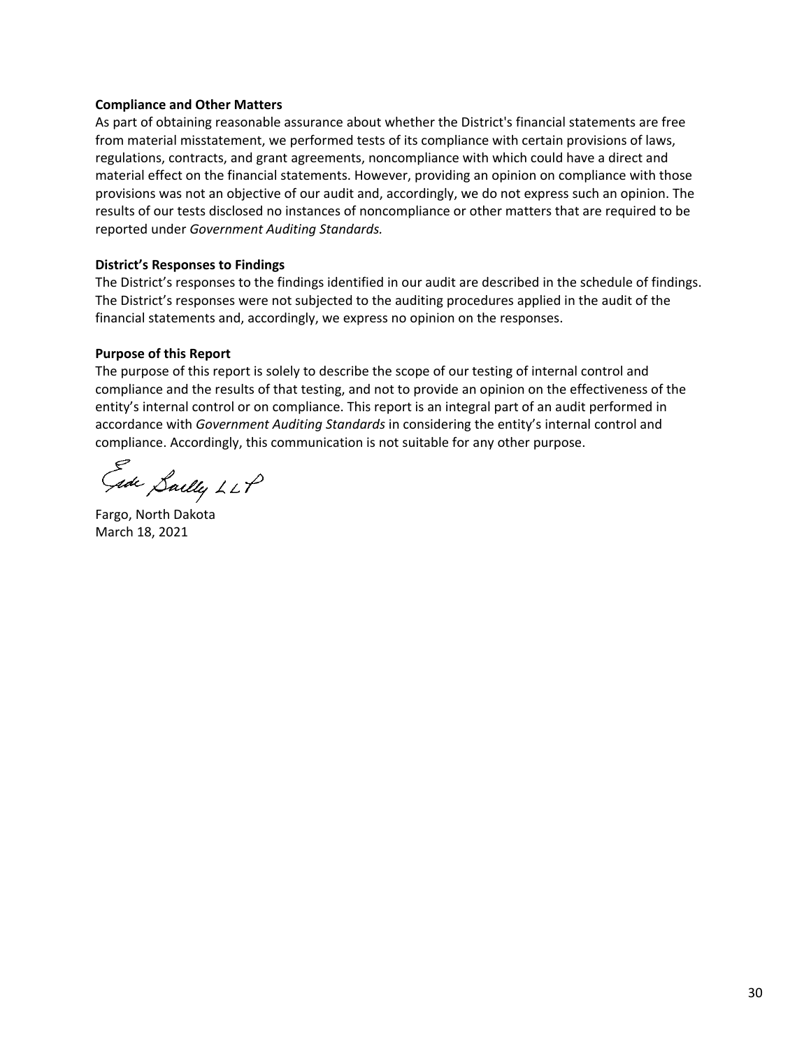**Compliance and Other Matters**

As part of obtaining reasonable assurance about whether the District's financial statements are free from material misstatement, we performed tests of its compliance with certain provisions of laws, regulations, contracts, and grant agreements, noncompliance with which could have a direct and material effect on the financial statements. However, providing an opinion on compliance with those provisions was not an objective of our audit and, accordingly, we do not express such an opinion. The results of our tests disclosed no instances of noncompliance or other matters that are required to be reported under *Government Auditing Standards.*

**District's Responses to Findings**

The District's responses to the findings identified in our audit are described in the schedule of findings. The District's responses were not subjected to the auditing procedures applied in the audit of the financial statements and, accordingly, we express no opinion on the responses.

**Purpose of this Report**

The purpose of this report is solely to describe the scope of our testing of internal control and compliance and the results of that testing, and not to provide an opinion on the effectiveness of the entity's internal control or on compliance. This report is an integral part of an audit performed in accordance with *Government Auditing Standards* in considering the entity's internal control and compliance. Accordingly, this communication is not suitable for any other purpose.

Eide Bailly LLP

Fargo, North Dakota
March 18, 2021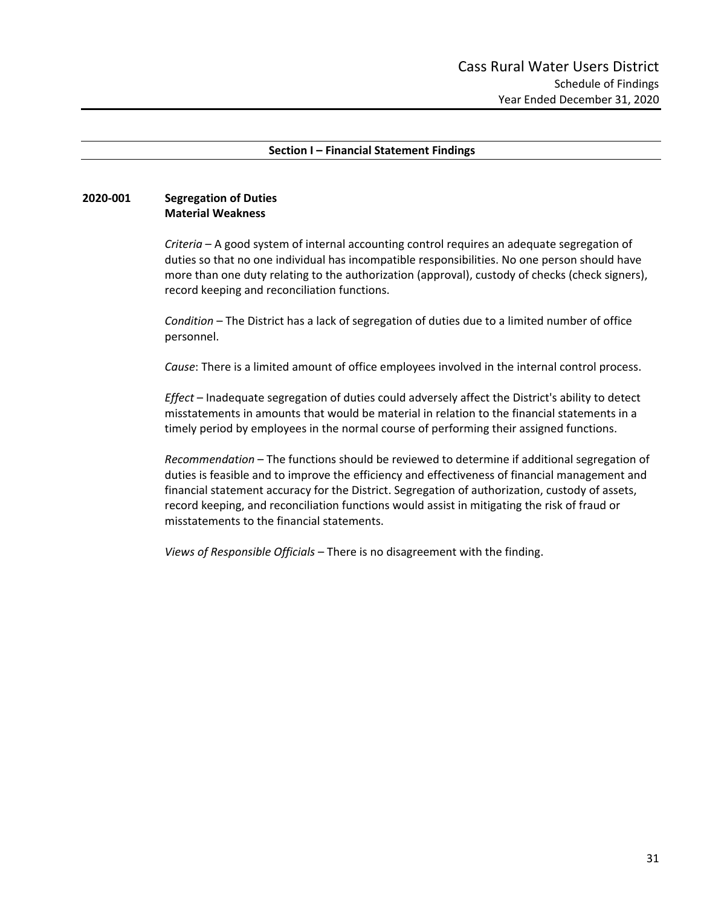# Cass Rural Water Users District

Schedule of Findings
Year Ended December 31, 2020

## Section I – Financial Statement Findings

**2020-001 Segregation of Duties**
**Material Weakness**

*Criteria* – A good system of internal accounting control requires an adequate segregation of duties so that no one individual has incompatible responsibilities. No one person should have more than one duty relating to the authorization (approval), custody of checks (check signers), record keeping and reconciliation functions.

*Condition* – The District has a lack of segregation of duties due to a limited number of office personnel.

*Cause*: There is a limited amount of office employees involved in the internal control process.

*Effect* – Inadequate segregation of duties could adversely affect the District's ability to detect misstatements in amounts that would be material in relation to the financial statements in a timely period by employees in the normal course of performing their assigned functions.

*Recommendation* – The functions should be reviewed to determine if additional segregation of duties is feasible and to improve the efficiency and effectiveness of financial management and financial statement accuracy for the District. Segregation of authorization, custody of assets, record keeping, and reconciliation functions would assist in mitigating the risk of fraud or misstatements to the financial statements.

*Views of Responsible Officials* – There is no disagreement with the finding.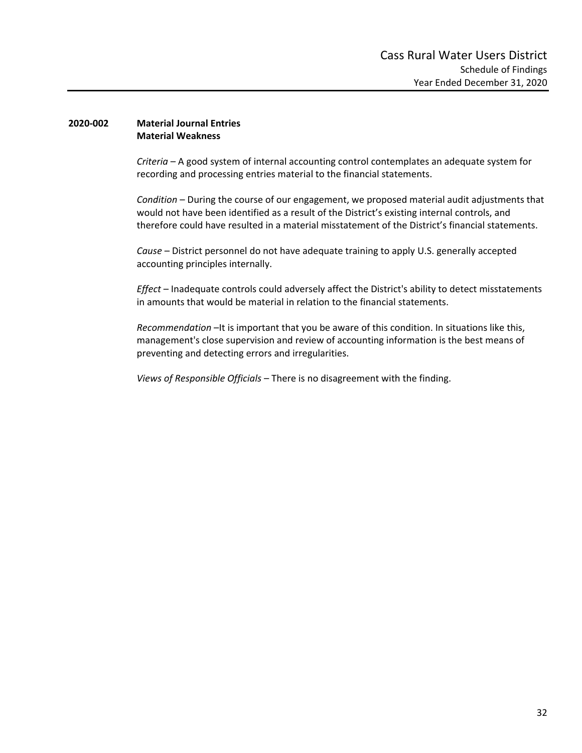**2020-002 Material Journal Entries**
**Material Weakness**

*Criteria* – A good system of internal accounting control contemplates an adequate system for recording and processing entries material to the financial statements.

*Condition* – During the course of our engagement, we proposed material audit adjustments that would not have been identified as a result of the District's existing internal controls, and therefore could have resulted in a material misstatement of the District's financial statements.

*Cause* – District personnel do not have adequate training to apply U.S. generally accepted accounting principles internally.

*Effect* – Inadequate controls could adversely affect the District's ability to detect misstatements in amounts that would be material in relation to the financial statements.

*Recommendation* –It is important that you be aware of this condition. In situations like this, management's close supervision and review of accounting information is the best means of preventing and detecting errors and irregularities.

*Views of Responsible Officials* – There is no disagreement with the finding.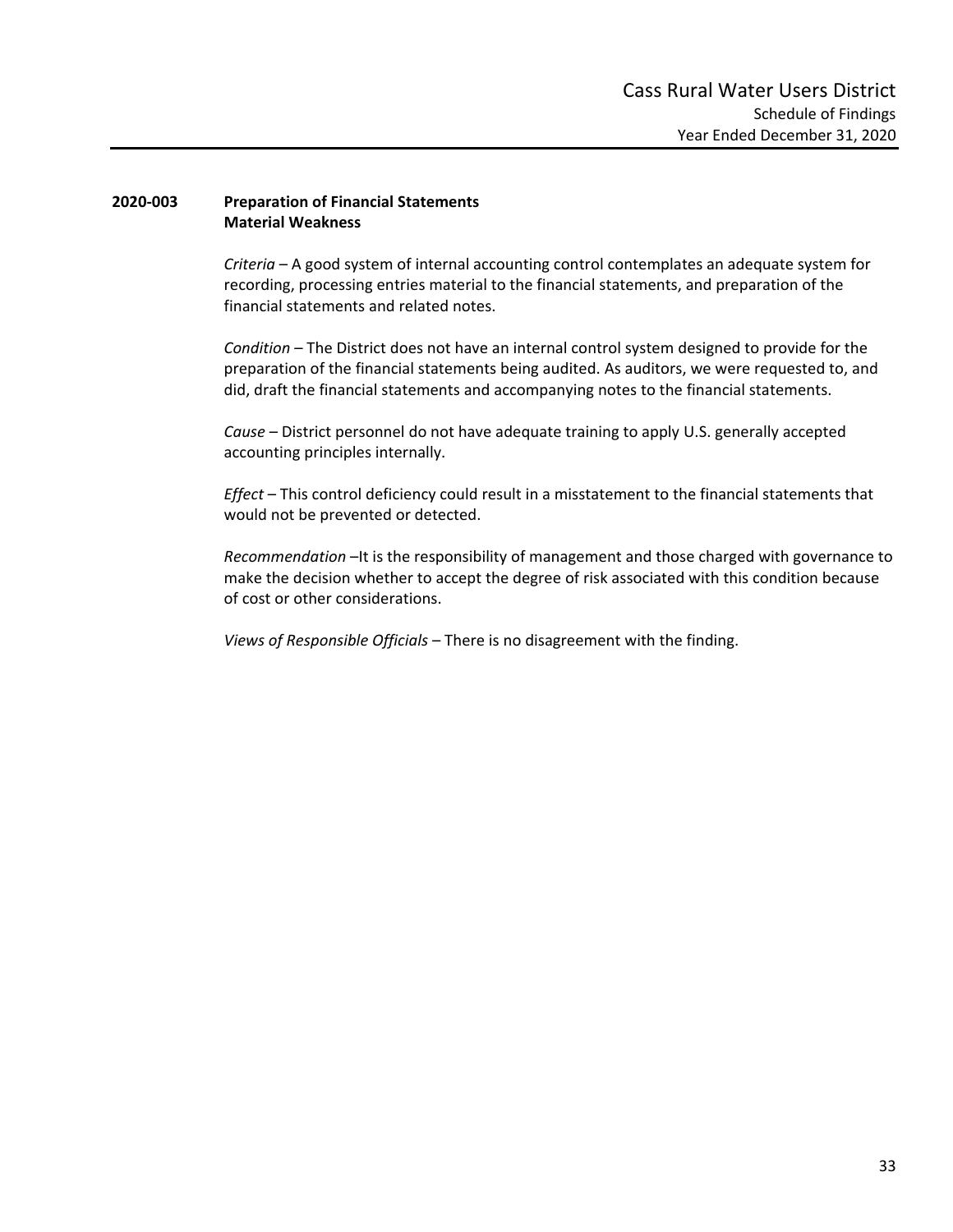**2020-003 Preparation of Financial Statements**
**Material Weakness**

*Criteria* – A good system of internal accounting control contemplates an adequate system for recording, processing entries material to the financial statements, and preparation of the financial statements and related notes.

*Condition* – The District does not have an internal control system designed to provide for the preparation of the financial statements being audited. As auditors, we were requested to, and did, draft the financial statements and accompanying notes to the financial statements.

*Cause* – District personnel do not have adequate training to apply U.S. generally accepted accounting principles internally.

*Effect* – This control deficiency could result in a misstatement to the financial statements that would not be prevented or detected.

*Recommendation* –It is the responsibility of management and those charged with governance to make the decision whether to accept the degree of risk associated with this condition because of cost or other considerations.

*Views of Responsible Officials* – There is no disagreement with the finding.